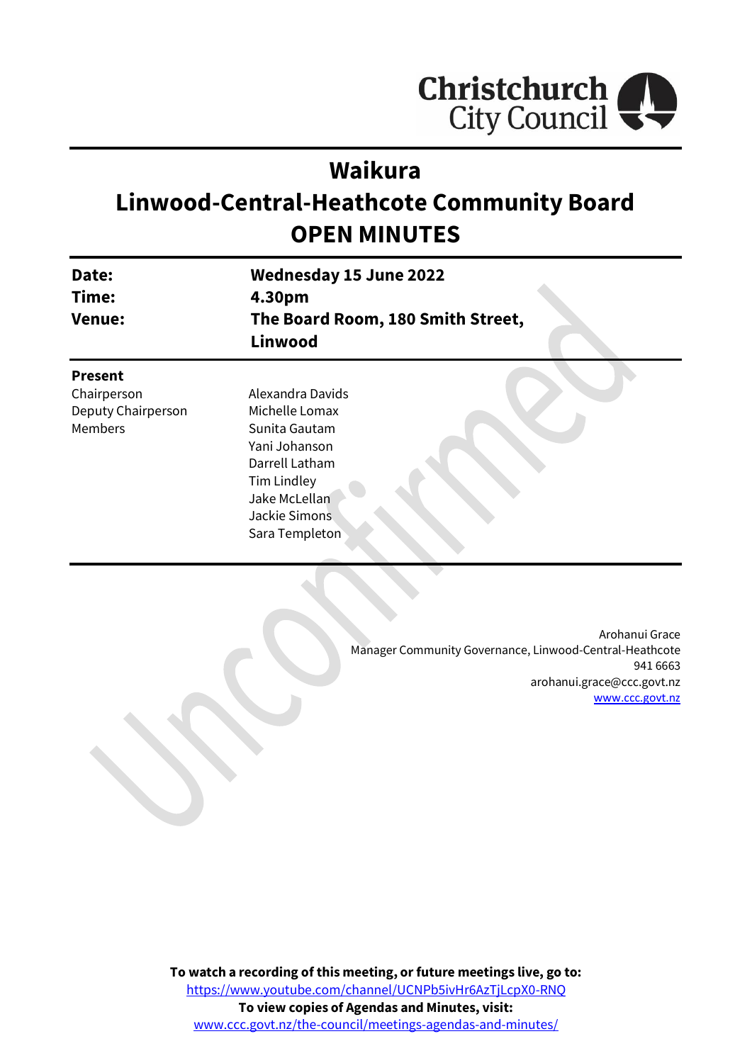# Waikura
# Linwood-Central-Heathcote Community Board
# OPEN MINUTES

| | |
|---|---|
| **Date:** | **Wednesday 15 June 2022** |
| **Time:** | **4.30pm** |
| **Venue:** | **The Board Room, 180 Smith Street, Linwood** |

**Present**

| | |
|---|---|
| Chairperson | Alexandra Davids |
| Deputy Chairperson | Michelle Lomax |
| Members | Sunita Gautam |
| | Yani Johanson |
| | Darrell Latham |
| | Tim Lindley |
| | Jake McLellan |
| | Jackie Simons |
| | Sara Templeton |

Arohanui Grace
Manager Community Governance, Linwood-Central-Heathcote
941 6663
arohanui.grace@ccc.govt.nz
www.ccc.govt.nz

**To watch a recording of this meeting, or future meetings live, go to:**
https://www.youtube.com/channel/UCNPb5ivHr6AzTjLcpX0-RNQ
**To view copies of Agendas and Minutes, visit:**
www.ccc.govt.nz/the-council/meetings-agendas-and-minutes/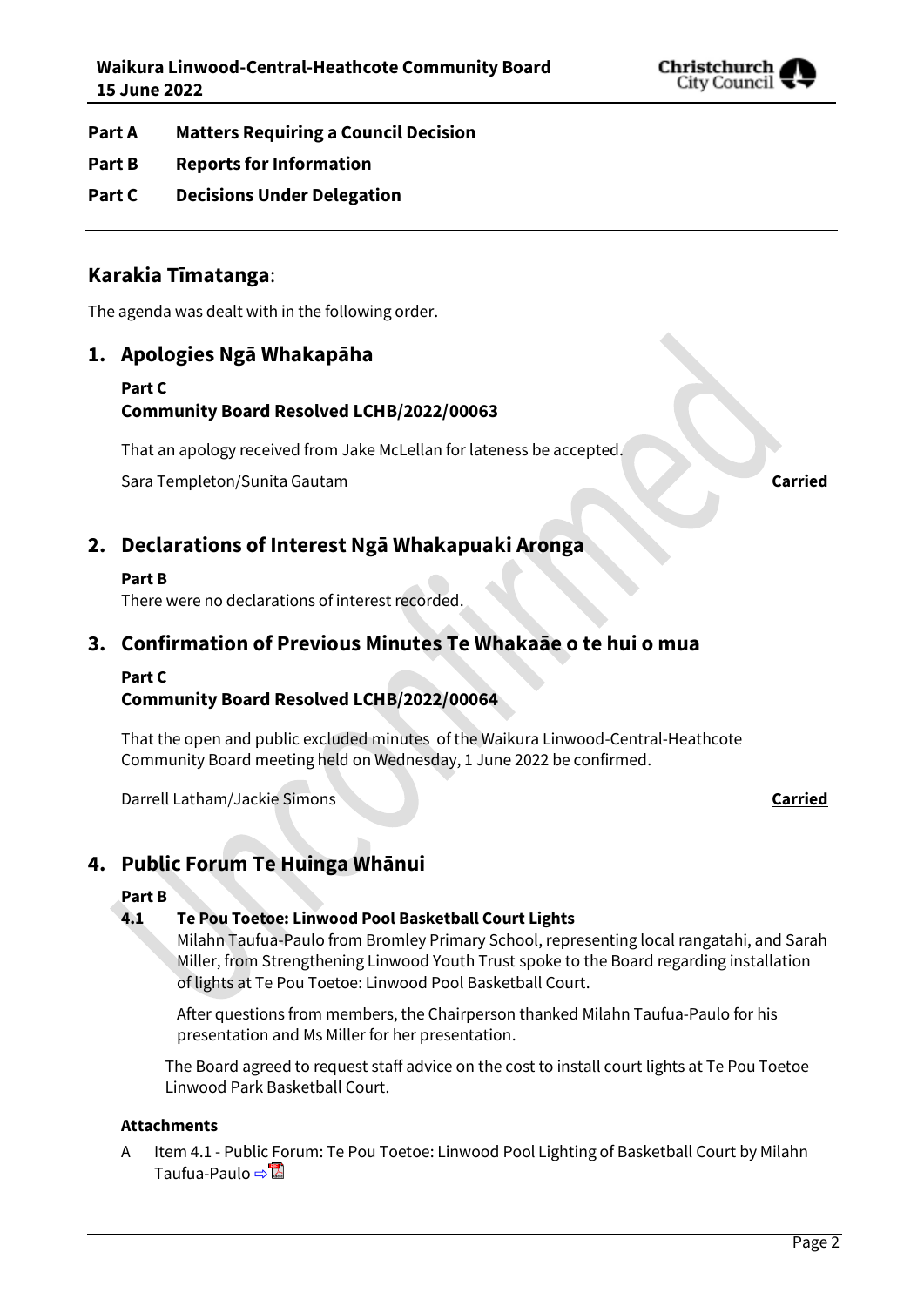**Part A Matters Requiring a Council Decision**

**Part B Reports for Information**

**Part C Decisions Under Delegation**

## Karakia Tīmatanga:

The agenda was dealt with in the following order.

## 1. Apologies Ngā Whakapāha

**Part C**
**Community Board Resolved LCHB/2022/00063**

That an apology received from Jake McLellan for lateness be accepted.

Sara Templeton/Sunita Gautam **Carried**

## 2. Declarations of Interest Ngā Whakapuaki Aronga

**Part B**
There were no declarations of interest recorded.

## 3. Confirmation of Previous Minutes Te Whakaāe o te hui o mua

**Part C**
**Community Board Resolved LCHB/2022/00064**

That the open and public excluded minutes of the Waikura Linwood-Central-Heathcote Community Board meeting held on Wednesday, 1 June 2022 be confirmed.

Darrell Latham/Jackie Simons **Carried**

## 4. Public Forum Te Huinga Whānui

**Part B**

**4.1 Te Pou Toetoe: Linwood Pool Basketball Court Lights**

Milahn Taufua-Paulo from Bromley Primary School, representing local rangatahi, and Sarah Miller, from Strengthening Linwood Youth Trust spoke to the Board regarding installation of lights at Te Pou Toetoe: Linwood Pool Basketball Court.

After questions from members, the Chairperson thanked Milahn Taufua-Paulo for his presentation and Ms Miller for her presentation.

The Board agreed to request staff advice on the cost to install court lights at Te Pou Toetoe Linwood Park Basketball Court.

**Attachments**

A Item 4.1 - Public Forum: Te Pou Toetoe: Linwood Pool Lighting of Basketball Court by Milahn Taufua-Paulo ⇨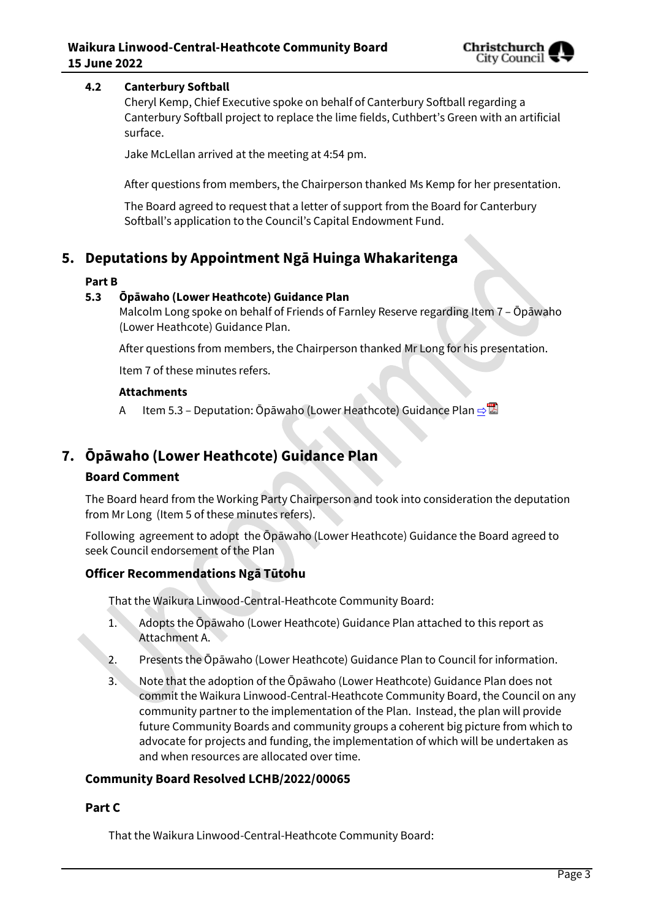**4.2 Canterbury Softball**

Cheryl Kemp, Chief Executive spoke on behalf of Canterbury Softball regarding a Canterbury Softball project to replace the lime fields, Cuthbert's Green with an artificial surface.

Jake McLellan arrived at the meeting at 4:54 pm.

After questions from members, the Chairperson thanked Ms Kemp for her presentation.

The Board agreed to request that a letter of support from the Board for Canterbury Softball's application to the Council's Capital Endowment Fund.

# 5. Deputations by Appointment Ngā Huinga Whakaritenga

**Part B**

**5.3 Ōpāwaho (Lower Heathcote) Guidance Plan**

Malcolm Long spoke on behalf of Friends of Farnley Reserve regarding Item 7 – Ōpāwaho (Lower Heathcote) Guidance Plan.

After questions from members, the Chairperson thanked Mr Long for his presentation.

Item 7 of these minutes refers.

**Attachments**

A Item 5.3 – Deputation: Ōpāwaho (Lower Heathcote) Guidance Plan ⇨

# 7. Ōpāwaho (Lower Heathcote) Guidance Plan

## Board Comment

The Board heard from the Working Party Chairperson and took into consideration the deputation from Mr Long (Item 5 of these minutes refers).

Following agreement to adopt the Ōpāwaho (Lower Heathcote) Guidance the Board agreed to seek Council endorsement of the Plan

## Officer Recommendations Ngā Tūtohu

That the Waikura Linwood-Central-Heathcote Community Board:

1. Adopts the Ōpāwaho (Lower Heathcote) Guidance Plan attached to this report as Attachment A.
2. Presents the Ōpāwaho (Lower Heathcote) Guidance Plan to Council for information.
3. Note that the adoption of the Ōpāwaho (Lower Heathcote) Guidance Plan does not commit the Waikura Linwood-Central-Heathcote Community Board, the Council on any community partner to the implementation of the Plan. Instead, the plan will provide future Community Boards and community groups a coherent big picture from which to advocate for projects and funding, the implementation of which will be undertaken as and when resources are allocated over time.

## Community Board Resolved LCHB/2022/00065

**Part C**

That the Waikura Linwood-Central-Heathcote Community Board: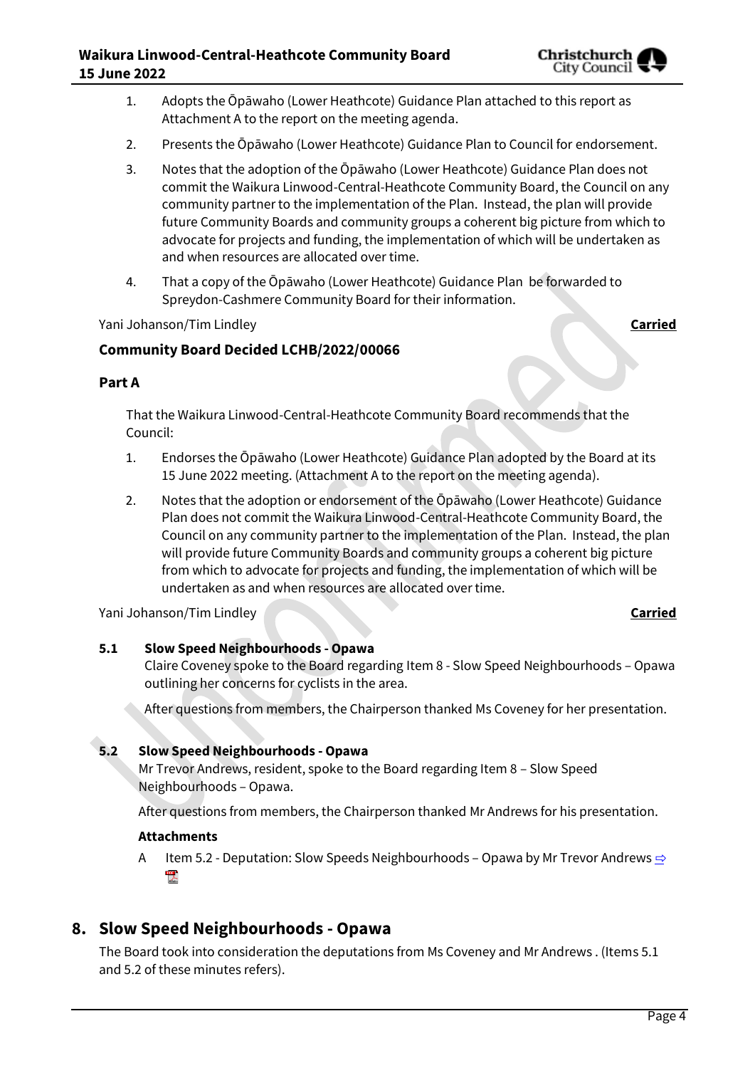1. Adopts the Ōpāwaho (Lower Heathcote) Guidance Plan attached to this report as Attachment A to the report on the meeting agenda.
2. Presents the Ōpāwaho (Lower Heathcote) Guidance Plan to Council for endorsement.
3. Notes that the adoption of the Ōpāwaho (Lower Heathcote) Guidance Plan does not commit the Waikura Linwood-Central-Heathcote Community Board, the Council on any community partner to the implementation of the Plan. Instead, the plan will provide future Community Boards and community groups a coherent big picture from which to advocate for projects and funding, the implementation of which will be undertaken as and when resources are allocated over time.
4. That a copy of the Ōpāwaho (Lower Heathcote) Guidance Plan be forwarded to Spreydon-Cashmere Community Board for their information.

Yani Johanson/Tim Lindley **Carried**

### Community Board Decided LCHB/2022/00066

**Part A**

That the Waikura Linwood-Central-Heathcote Community Board recommends that the Council:

1. Endorses the Ōpāwaho (Lower Heathcote) Guidance Plan adopted by the Board at its 15 June 2022 meeting. (Attachment A to the report on the meeting agenda).
2. Notes that the adoption or endorsement of the Ōpāwaho (Lower Heathcote) Guidance Plan does not commit the Waikura Linwood-Central-Heathcote Community Board, the Council on any community partner to the implementation of the Plan. Instead, the plan will provide future Community Boards and community groups a coherent big picture from which to advocate for projects and funding, the implementation of which will be undertaken as and when resources are allocated over time.

Yani Johanson/Tim Lindley **Carried**

**5.1 Slow Speed Neighbourhoods - Opawa**

Claire Coveney spoke to the Board regarding Item 8 - Slow Speed Neighbourhoods – Opawa outlining her concerns for cyclists in the area.

After questions from members, the Chairperson thanked Ms Coveney for her presentation.

**5.2 Slow Speed Neighbourhoods - Opawa**

Mr Trevor Andrews, resident, spoke to the Board regarding Item 8 – Slow Speed Neighbourhoods – Opawa.

After questions from members, the Chairperson thanked Mr Andrews for his presentation.

**Attachments**

A Item 5.2 - Deputation: Slow Speeds Neighbourhoods – Opawa by Mr Trevor Andrews ⇨

## 8. Slow Speed Neighbourhoods - Opawa

The Board took into consideration the deputations from Ms Coveney and Mr Andrews . (Items 5.1 and 5.2 of these minutes refers).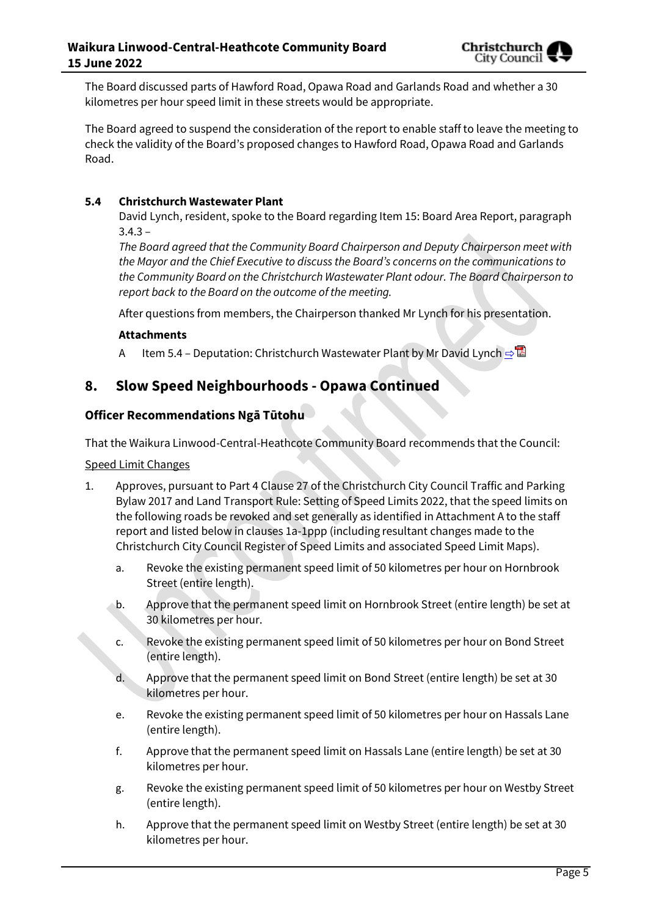The Board discussed parts of Hawford Road, Opawa Road and Garlands Road and whether a 30 kilometres per hour speed limit in these streets would be appropriate.

The Board agreed to suspend the consideration of the report to enable staff to leave the meeting to check the validity of the Board's proposed changes to Hawford Road, Opawa Road and Garlands Road.

### 5.4 Christchurch Wastewater Plant

David Lynch, resident, spoke to the Board regarding Item 15: Board Area Report, paragraph 3.4.3 –

*The Board agreed that the Community Board Chairperson and Deputy Chairperson meet with the Mayor and the Chief Executive to discuss the Board's concerns on the communications to the Community Board on the Christchurch Wastewater Plant odour. The Board Chairperson to report back to the Board on the outcome of the meeting.*

After questions from members, the Chairperson thanked Mr Lynch for his presentation.

**Attachments**

A Item 5.4 – Deputation: Christchurch Wastewater Plant by Mr David Lynch ⇨

## 8. Slow Speed Neighbourhoods - Opawa Continued

### Officer Recommendations Ngā Tūtohu

That the Waikura Linwood-Central-Heathcote Community Board recommends that the Council:

Speed Limit Changes

1. Approves, pursuant to Part 4 Clause 27 of the Christchurch City Council Traffic and Parking Bylaw 2017 and Land Transport Rule: Setting of Speed Limits 2022, that the speed limits on the following roads be revoked and set generally as identified in Attachment A to the staff report and listed below in clauses 1a-1ppp (including resultant changes made to the Christchurch City Council Register of Speed Limits and associated Speed Limit Maps).
   a. Revoke the existing permanent speed limit of 50 kilometres per hour on Hornbrook Street (entire length).
   b. Approve that the permanent speed limit on Hornbrook Street (entire length) be set at 30 kilometres per hour.
   c. Revoke the existing permanent speed limit of 50 kilometres per hour on Bond Street (entire length).
   d. Approve that the permanent speed limit on Bond Street (entire length) be set at 30 kilometres per hour.
   e. Revoke the existing permanent speed limit of 50 kilometres per hour on Hassals Lane (entire length).
   f. Approve that the permanent speed limit on Hassals Lane (entire length) be set at 30 kilometres per hour.
   g. Revoke the existing permanent speed limit of 50 kilometres per hour on Westby Street (entire length).
   h. Approve that the permanent speed limit on Westby Street (entire length) be set at 30 kilometres per hour.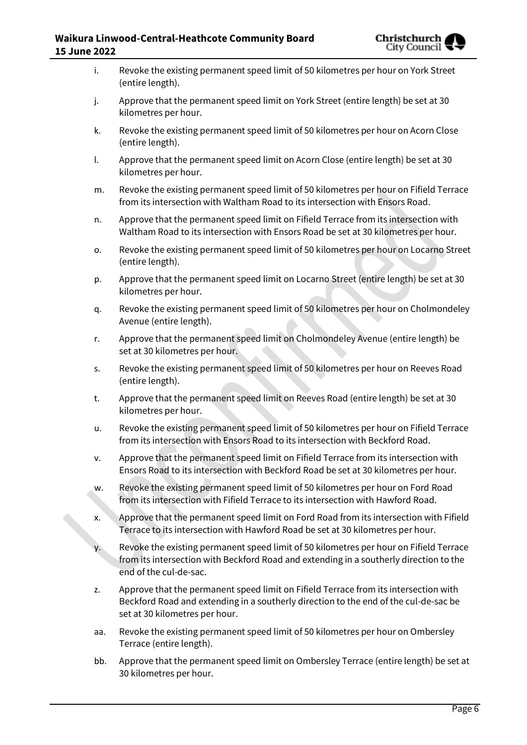i. Revoke the existing permanent speed limit of 50 kilometres per hour on York Street (entire length).

j. Approve that the permanent speed limit on York Street (entire length) be set at 30 kilometres per hour.

k. Revoke the existing permanent speed limit of 50 kilometres per hour on Acorn Close (entire length).

l. Approve that the permanent speed limit on Acorn Close (entire length) be set at 30 kilometres per hour.

m. Revoke the existing permanent speed limit of 50 kilometres per hour on Fifield Terrace from its intersection with Waltham Road to its intersection with Ensors Road.

n. Approve that the permanent speed limit on Fifield Terrace from its intersection with Waltham Road to its intersection with Ensors Road be set at 30 kilometres per hour.

o. Revoke the existing permanent speed limit of 50 kilometres per hour on Locarno Street (entire length).

p. Approve that the permanent speed limit on Locarno Street (entire length) be set at 30 kilometres per hour.

q. Revoke the existing permanent speed limit of 50 kilometres per hour on Cholmondeley Avenue (entire length).

r. Approve that the permanent speed limit on Cholmondeley Avenue (entire length) be set at 30 kilometres per hour.

s. Revoke the existing permanent speed limit of 50 kilometres per hour on Reeves Road (entire length).

t. Approve that the permanent speed limit on Reeves Road (entire length) be set at 30 kilometres per hour.

u. Revoke the existing permanent speed limit of 50 kilometres per hour on Fifield Terrace from its intersection with Ensors Road to its intersection with Beckford Road.

v. Approve that the permanent speed limit on Fifield Terrace from its intersection with Ensors Road to its intersection with Beckford Road be set at 30 kilometres per hour.

w. Revoke the existing permanent speed limit of 50 kilometres per hour on Ford Road from its intersection with Fifield Terrace to its intersection with Hawford Road.

x. Approve that the permanent speed limit on Ford Road from its intersection with Fifield Terrace to its intersection with Hawford Road be set at 30 kilometres per hour.

y. Revoke the existing permanent speed limit of 50 kilometres per hour on Fifield Terrace from its intersection with Beckford Road and extending in a southerly direction to the end of the cul-de-sac.

z. Approve that the permanent speed limit on Fifield Terrace from its intersection with Beckford Road and extending in a southerly direction to the end of the cul-de-sac be set at 30 kilometres per hour.

aa. Revoke the existing permanent speed limit of 50 kilometres per hour on Ombersley Terrace (entire length).

bb. Approve that the permanent speed limit on Ombersley Terrace (entire length) be set at 30 kilometres per hour.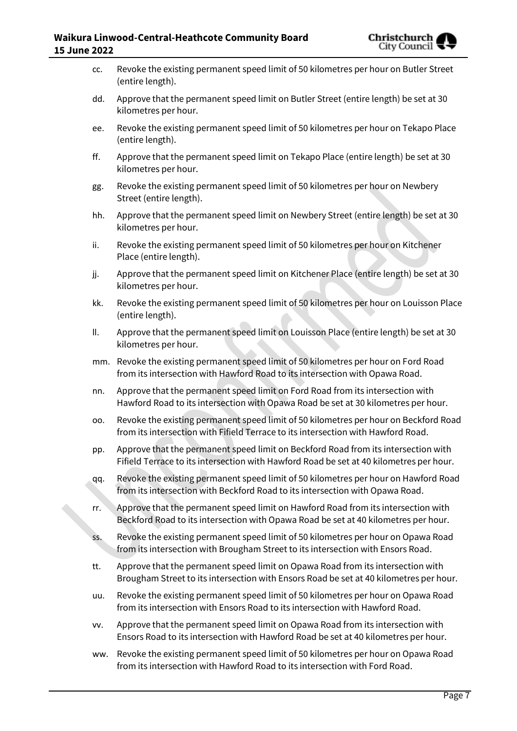cc. Revoke the existing permanent speed limit of 50 kilometres per hour on Butler Street (entire length).

dd. Approve that the permanent speed limit on Butler Street (entire length) be set at 30 kilometres per hour.

ee. Revoke the existing permanent speed limit of 50 kilometres per hour on Tekapo Place (entire length).

ff. Approve that the permanent speed limit on Tekapo Place (entire length) be set at 30 kilometres per hour.

gg. Revoke the existing permanent speed limit of 50 kilometres per hour on Newbery Street (entire length).

hh. Approve that the permanent speed limit on Newbery Street (entire length) be set at 30 kilometres per hour.

ii. Revoke the existing permanent speed limit of 50 kilometres per hour on Kitchener Place (entire length).

jj. Approve that the permanent speed limit on Kitchener Place (entire length) be set at 30 kilometres per hour.

kk. Revoke the existing permanent speed limit of 50 kilometres per hour on Louisson Place (entire length).

ll. Approve that the permanent speed limit on Louisson Place (entire length) be set at 30 kilometres per hour.

mm. Revoke the existing permanent speed limit of 50 kilometres per hour on Ford Road from its intersection with Hawford Road to its intersection with Opawa Road.

nn. Approve that the permanent speed limit on Ford Road from its intersection with Hawford Road to its intersection with Opawa Road be set at 30 kilometres per hour.

oo. Revoke the existing permanent speed limit of 50 kilometres per hour on Beckford Road from its intersection with Fifield Terrace to its intersection with Hawford Road.

pp. Approve that the permanent speed limit on Beckford Road from its intersection with Fifield Terrace to its intersection with Hawford Road be set at 40 kilometres per hour.

qq. Revoke the existing permanent speed limit of 50 kilometres per hour on Hawford Road from its intersection with Beckford Road to its intersection with Opawa Road.

rr. Approve that the permanent speed limit on Hawford Road from its intersection with Beckford Road to its intersection with Opawa Road be set at 40 kilometres per hour.

ss. Revoke the existing permanent speed limit of 50 kilometres per hour on Opawa Road from its intersection with Brougham Street to its intersection with Ensors Road.

tt. Approve that the permanent speed limit on Opawa Road from its intersection with Brougham Street to its intersection with Ensors Road be set at 40 kilometres per hour.

uu. Revoke the existing permanent speed limit of 50 kilometres per hour on Opawa Road from its intersection with Ensors Road to its intersection with Hawford Road.

vv. Approve that the permanent speed limit on Opawa Road from its intersection with Ensors Road to its intersection with Hawford Road be set at 40 kilometres per hour.

ww. Revoke the existing permanent speed limit of 50 kilometres per hour on Opawa Road from its intersection with Hawford Road to its intersection with Ford Road.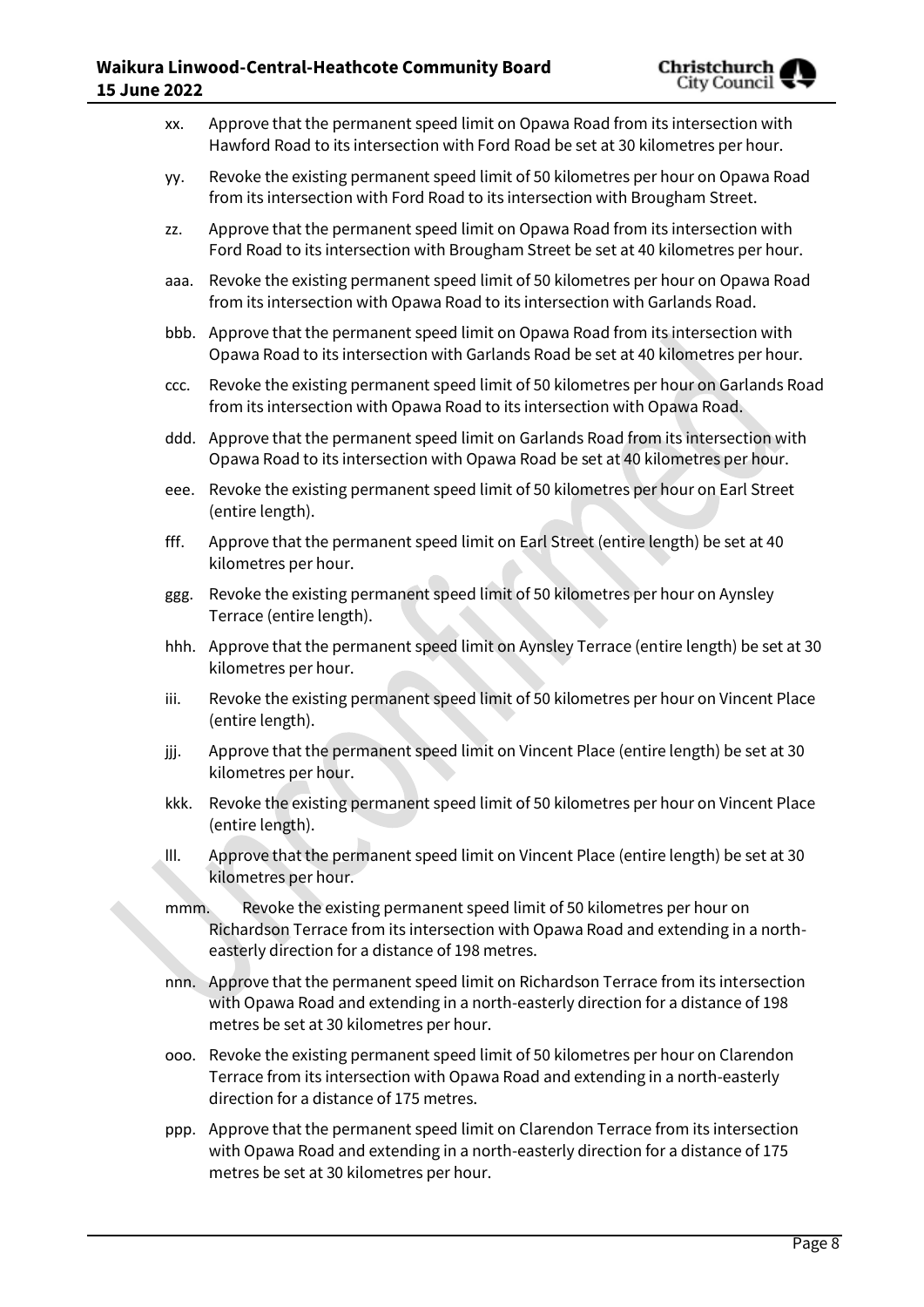xx. Approve that the permanent speed limit on Opawa Road from its intersection with Hawford Road to its intersection with Ford Road be set at 30 kilometres per hour.

yy. Revoke the existing permanent speed limit of 50 kilometres per hour on Opawa Road from its intersection with Ford Road to its intersection with Brougham Street.

zz. Approve that the permanent speed limit on Opawa Road from its intersection with Ford Road to its intersection with Brougham Street be set at 40 kilometres per hour.

aaa. Revoke the existing permanent speed limit of 50 kilometres per hour on Opawa Road from its intersection with Opawa Road to its intersection with Garlands Road.

bbb. Approve that the permanent speed limit on Opawa Road from its intersection with Opawa Road to its intersection with Garlands Road be set at 40 kilometres per hour.

ccc. Revoke the existing permanent speed limit of 50 kilometres per hour on Garlands Road from its intersection with Opawa Road to its intersection with Opawa Road.

ddd. Approve that the permanent speed limit on Garlands Road from its intersection with Opawa Road to its intersection with Opawa Road be set at 40 kilometres per hour.

eee. Revoke the existing permanent speed limit of 50 kilometres per hour on Earl Street (entire length).

fff. Approve that the permanent speed limit on Earl Street (entire length) be set at 40 kilometres per hour.

ggg. Revoke the existing permanent speed limit of 50 kilometres per hour on Aynsley Terrace (entire length).

hhh. Approve that the permanent speed limit on Aynsley Terrace (entire length) be set at 30 kilometres per hour.

iii. Revoke the existing permanent speed limit of 50 kilometres per hour on Vincent Place (entire length).

jjj. Approve that the permanent speed limit on Vincent Place (entire length) be set at 30 kilometres per hour.

kkk. Revoke the existing permanent speed limit of 50 kilometres per hour on Vincent Place (entire length).

lll. Approve that the permanent speed limit on Vincent Place (entire length) be set at 30 kilometres per hour.

mmm. Revoke the existing permanent speed limit of 50 kilometres per hour on Richardson Terrace from its intersection with Opawa Road and extending in a north-easterly direction for a distance of 198 metres.

nnn. Approve that the permanent speed limit on Richardson Terrace from its intersection with Opawa Road and extending in a north-easterly direction for a distance of 198 metres be set at 30 kilometres per hour.

ooo. Revoke the existing permanent speed limit of 50 kilometres per hour on Clarendon Terrace from its intersection with Opawa Road and extending in a north-easterly direction for a distance of 175 metres.

ppp. Approve that the permanent speed limit on Clarendon Terrace from its intersection with Opawa Road and extending in a north-easterly direction for a distance of 175 metres be set at 30 kilometres per hour.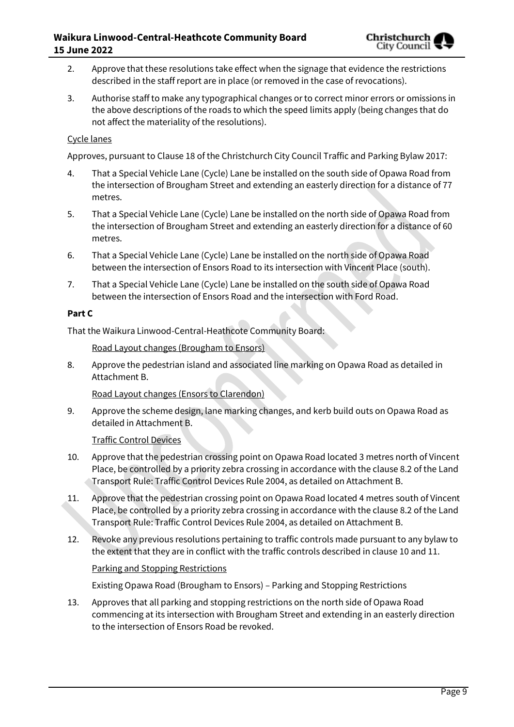2. Approve that these resolutions take effect when the signage that evidence the restrictions described in the staff report are in place (or removed in the case of revocations).
3. Authorise staff to make any typographical changes or to correct minor errors or omissions in the above descriptions of the roads to which the speed limits apply (being changes that do not affect the materiality of the resolutions).

Cycle lanes

Approves, pursuant to Clause 18 of the Christchurch City Council Traffic and Parking Bylaw 2017:

4. That a Special Vehicle Lane (Cycle) Lane be installed on the south side of Opawa Road from the intersection of Brougham Street and extending an easterly direction for a distance of 77 metres.
5. That a Special Vehicle Lane (Cycle) Lane be installed on the north side of Opawa Road from the intersection of Brougham Street and extending an easterly direction for a distance of 60 metres.
6. That a Special Vehicle Lane (Cycle) Lane be installed on the north side of Opawa Road between the intersection of Ensors Road to its intersection with Vincent Place (south).
7. That a Special Vehicle Lane (Cycle) Lane be installed on the south side of Opawa Road between the intersection of Ensors Road and the intersection with Ford Road.

**Part C**

That the Waikura Linwood-Central-Heathcote Community Board:

Road Layout changes (Brougham to Ensors)

8. Approve the pedestrian island and associated line marking on Opawa Road as detailed in Attachment B.

Road Layout changes (Ensors to Clarendon)

9. Approve the scheme design, lane marking changes, and kerb build outs on Opawa Road as detailed in Attachment B.

Traffic Control Devices

10. Approve that the pedestrian crossing point on Opawa Road located 3 metres north of Vincent Place, be controlled by a priority zebra crossing in accordance with the clause 8.2 of the Land Transport Rule: Traffic Control Devices Rule 2004, as detailed on Attachment B.
11. Approve that the pedestrian crossing point on Opawa Road located 4 metres south of Vincent Place, be controlled by a priority zebra crossing in accordance with the clause 8.2 of the Land Transport Rule: Traffic Control Devices Rule 2004, as detailed on Attachment B.
12. Revoke any previous resolutions pertaining to traffic controls made pursuant to any bylaw to the extent that they are in conflict with the traffic controls described in clause 10 and 11.

Parking and Stopping Restrictions

Existing Opawa Road (Brougham to Ensors) – Parking and Stopping Restrictions

13. Approves that all parking and stopping restrictions on the north side of Opawa Road commencing at its intersection with Brougham Street and extending in an easterly direction to the intersection of Ensors Road be revoked.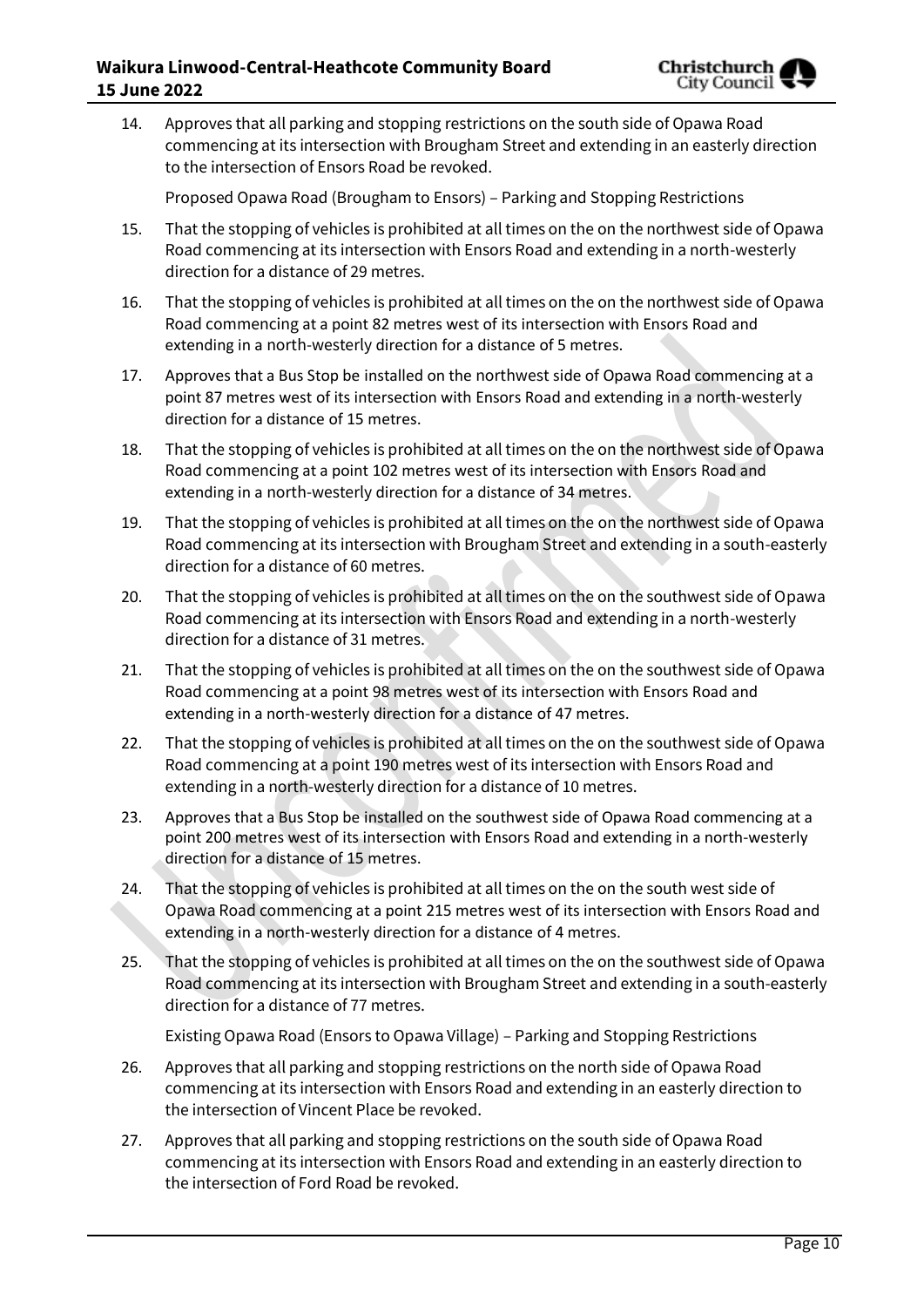14. Approves that all parking and stopping restrictions on the south side of Opawa Road commencing at its intersection with Brougham Street and extending in an easterly direction to the intersection of Ensors Road be revoked.

Proposed Opawa Road (Brougham to Ensors) – Parking and Stopping Restrictions

15. That the stopping of vehicles is prohibited at all times on the on the northwest side of Opawa Road commencing at its intersection with Ensors Road and extending in a north-westerly direction for a distance of 29 metres.

16. That the stopping of vehicles is prohibited at all times on the on the northwest side of Opawa Road commencing at a point 82 metres west of its intersection with Ensors Road and extending in a north-westerly direction for a distance of 5 metres.

17. Approves that a Bus Stop be installed on the northwest side of Opawa Road commencing at a point 87 metres west of its intersection with Ensors Road and extending in a north-westerly direction for a distance of 15 metres.

18. That the stopping of vehicles is prohibited at all times on the on the northwest side of Opawa Road commencing at a point 102 metres west of its intersection with Ensors Road and extending in a north-westerly direction for a distance of 34 metres.

19. That the stopping of vehicles is prohibited at all times on the on the northwest side of Opawa Road commencing at its intersection with Brougham Street and extending in a south-easterly direction for a distance of 60 metres.

20. That the stopping of vehicles is prohibited at all times on the on the southwest side of Opawa Road commencing at its intersection with Ensors Road and extending in a north-westerly direction for a distance of 31 metres.

21. That the stopping of vehicles is prohibited at all times on the on the southwest side of Opawa Road commencing at a point 98 metres west of its intersection with Ensors Road and extending in a north-westerly direction for a distance of 47 metres.

22. That the stopping of vehicles is prohibited at all times on the on the southwest side of Opawa Road commencing at a point 190 metres west of its intersection with Ensors Road and extending in a north-westerly direction for a distance of 10 metres.

23. Approves that a Bus Stop be installed on the southwest side of Opawa Road commencing at a point 200 metres west of its intersection with Ensors Road and extending in a north-westerly direction for a distance of 15 metres.

24. That the stopping of vehicles is prohibited at all times on the on the south west side of Opawa Road commencing at a point 215 metres west of its intersection with Ensors Road and extending in a north-westerly direction for a distance of 4 metres.

25. That the stopping of vehicles is prohibited at all times on the on the southwest side of Opawa Road commencing at its intersection with Brougham Street and extending in a south-easterly direction for a distance of 77 metres.

Existing Opawa Road (Ensors to Opawa Village) – Parking and Stopping Restrictions

26. Approves that all parking and stopping restrictions on the north side of Opawa Road commencing at its intersection with Ensors Road and extending in an easterly direction to the intersection of Vincent Place be revoked.

27. Approves that all parking and stopping restrictions on the south side of Opawa Road commencing at its intersection with Ensors Road and extending in an easterly direction to the intersection of Ford Road be revoked.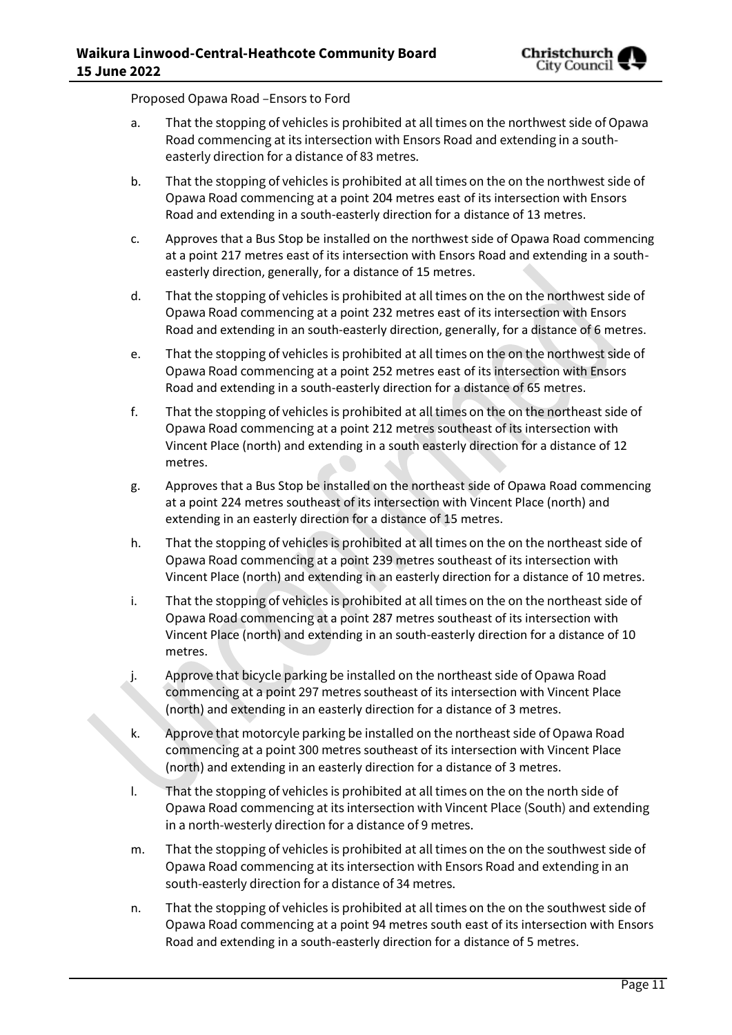Proposed Opawa Road –Ensors to Ford

a. That the stopping of vehicles is prohibited at all times on the northwest side of Opawa Road commencing at its intersection with Ensors Road and extending in a south-easterly direction for a distance of 83 metres.

b. That the stopping of vehicles is prohibited at all times on the on the northwest side of Opawa Road commencing at a point 204 metres east of its intersection with Ensors Road and extending in a south-easterly direction for a distance of 13 metres.

c. Approves that a Bus Stop be installed on the northwest side of Opawa Road commencing at a point 217 metres east of its intersection with Ensors Road and extending in a south-easterly direction, generally, for a distance of 15 metres.

d. That the stopping of vehicles is prohibited at all times on the on the northwest side of Opawa Road commencing at a point 232 metres east of its intersection with Ensors Road and extending in an south-easterly direction, generally, for a distance of 6 metres.

e. That the stopping of vehicles is prohibited at all times on the on the northwest side of Opawa Road commencing at a point 252 metres east of its intersection with Ensors Road and extending in a south-easterly direction for a distance of 65 metres.

f. That the stopping of vehicles is prohibited at all times on the on the northeast side of Opawa Road commencing at a point 212 metres southeast of its intersection with Vincent Place (north) and extending in a south easterly direction for a distance of 12 metres.

g. Approves that a Bus Stop be installed on the northeast side of Opawa Road commencing at a point 224 metres southeast of its intersection with Vincent Place (north) and extending in an easterly direction for a distance of 15 metres.

h. That the stopping of vehicles is prohibited at all times on the on the northeast side of Opawa Road commencing at a point 239 metres southeast of its intersection with Vincent Place (north) and extending in an easterly direction for a distance of 10 metres.

i. That the stopping of vehicles is prohibited at all times on the on the northeast side of Opawa Road commencing at a point 287 metres southeast of its intersection with Vincent Place (north) and extending in an south-easterly direction for a distance of 10 metres.

j. Approve that bicycle parking be installed on the northeast side of Opawa Road commencing at a point 297 metres southeast of its intersection with Vincent Place (north) and extending in an easterly direction for a distance of 3 metres.

k. Approve that motorcyle parking be installed on the northeast side of Opawa Road commencing at a point 300 metres southeast of its intersection with Vincent Place (north) and extending in an easterly direction for a distance of 3 metres.

l. That the stopping of vehicles is prohibited at all times on the on the north side of Opawa Road commencing at its intersection with Vincent Place (South) and extending in a north-westerly direction for a distance of 9 metres.

m. That the stopping of vehicles is prohibited at all times on the on the southwest side of Opawa Road commencing at its intersection with Ensors Road and extending in an south-easterly direction for a distance of 34 metres.

n. That the stopping of vehicles is prohibited at all times on the on the southwest side of Opawa Road commencing at a point 94 metres south east of its intersection with Ensors Road and extending in a south-easterly direction for a distance of 5 metres.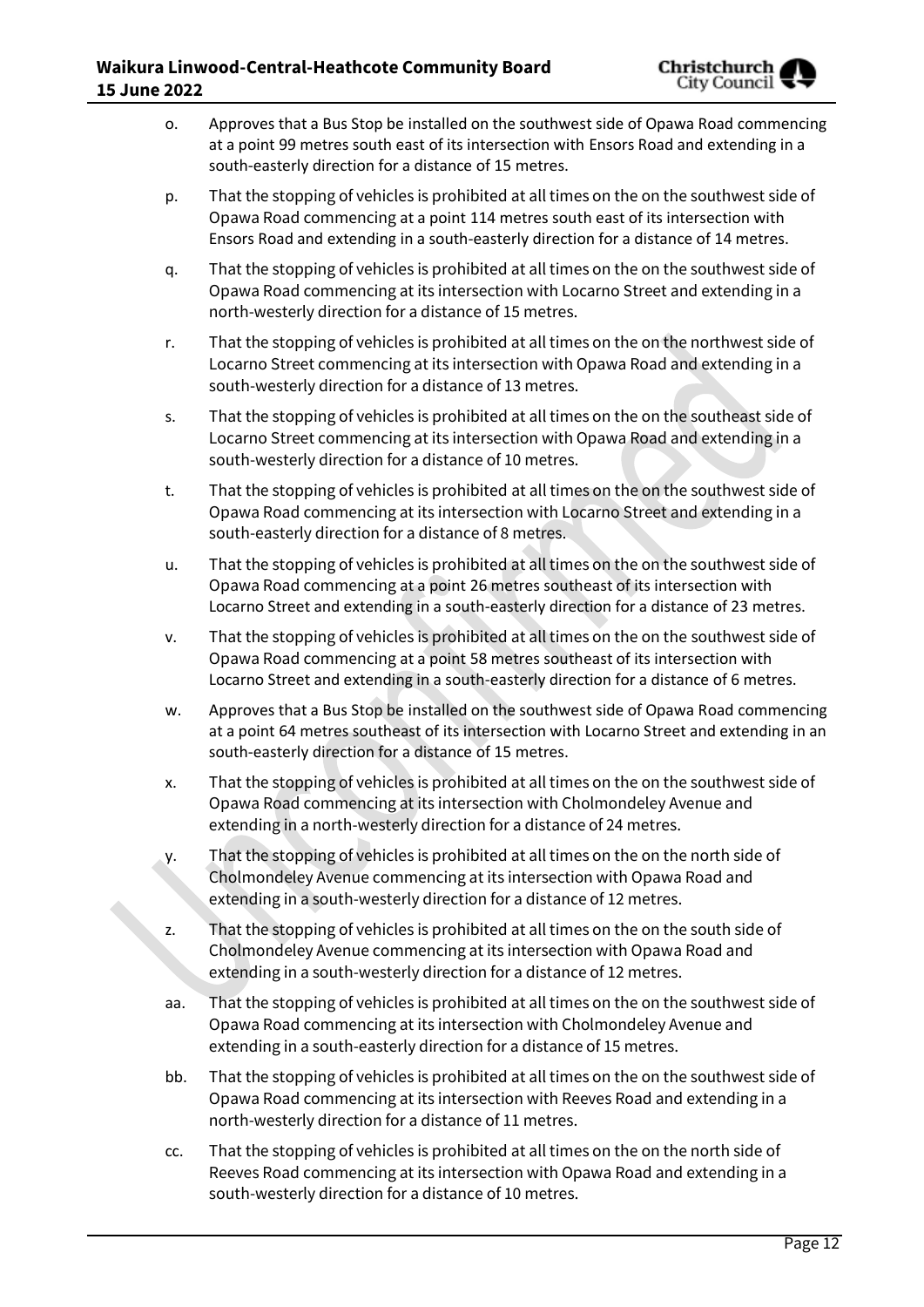o. Approves that a Bus Stop be installed on the southwest side of Opawa Road commencing at a point 99 metres south east of its intersection with Ensors Road and extending in a south-easterly direction for a distance of 15 metres.

p. That the stopping of vehicles is prohibited at all times on the on the southwest side of Opawa Road commencing at a point 114 metres south east of its intersection with Ensors Road and extending in a south-easterly direction for a distance of 14 metres.

q. That the stopping of vehicles is prohibited at all times on the on the southwest side of Opawa Road commencing at its intersection with Locarno Street and extending in a north-westerly direction for a distance of 15 metres.

r. That the stopping of vehicles is prohibited at all times on the on the northwest side of Locarno Street commencing at its intersection with Opawa Road and extending in a south-westerly direction for a distance of 13 metres.

s. That the stopping of vehicles is prohibited at all times on the on the southeast side of Locarno Street commencing at its intersection with Opawa Road and extending in a south-westerly direction for a distance of 10 metres.

t. That the stopping of vehicles is prohibited at all times on the on the southwest side of Opawa Road commencing at its intersection with Locarno Street and extending in a south-easterly direction for a distance of 8 metres.

u. That the stopping of vehicles is prohibited at all times on the on the southwest side of Opawa Road commencing at a point 26 metres southeast of its intersection with Locarno Street and extending in a south-easterly direction for a distance of 23 metres.

v. That the stopping of vehicles is prohibited at all times on the on the southwest side of Opawa Road commencing at a point 58 metres southeast of its intersection with Locarno Street and extending in a south-easterly direction for a distance of 6 metres.

w. Approves that a Bus Stop be installed on the southwest side of Opawa Road commencing at a point 64 metres southeast of its intersection with Locarno Street and extending in an south-easterly direction for a distance of 15 metres.

x. That the stopping of vehicles is prohibited at all times on the on the southwest side of Opawa Road commencing at its intersection with Cholmondeley Avenue and extending in a north-westerly direction for a distance of 24 metres.

y. That the stopping of vehicles is prohibited at all times on the on the north side of Cholmondeley Avenue commencing at its intersection with Opawa Road and extending in a south-westerly direction for a distance of 12 metres.

z. That the stopping of vehicles is prohibited at all times on the on the south side of Cholmondeley Avenue commencing at its intersection with Opawa Road and extending in a south-westerly direction for a distance of 12 metres.

aa. That the stopping of vehicles is prohibited at all times on the on the southwest side of Opawa Road commencing at its intersection with Cholmondeley Avenue and extending in a south-easterly direction for a distance of 15 metres.

bb. That the stopping of vehicles is prohibited at all times on the on the southwest side of Opawa Road commencing at its intersection with Reeves Road and extending in a north-westerly direction for a distance of 11 metres.

cc. That the stopping of vehicles is prohibited at all times on the on the north side of Reeves Road commencing at its intersection with Opawa Road and extending in a south-westerly direction for a distance of 10 metres.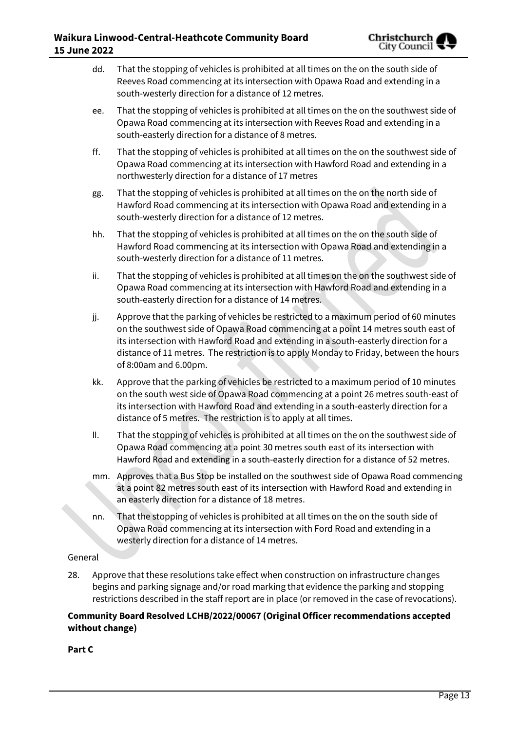dd. That the stopping of vehicles is prohibited at all times on the on the south side of Reeves Road commencing at its intersection with Opawa Road and extending in a south-westerly direction for a distance of 12 metres.

ee. That the stopping of vehicles is prohibited at all times on the on the southwest side of Opawa Road commencing at its intersection with Reeves Road and extending in a south-easterly direction for a distance of 8 metres.

ff. That the stopping of vehicles is prohibited at all times on the on the southwest side of Opawa Road commencing at its intersection with Hawford Road and extending in a northwesterly direction for a distance of 17 metres

gg. That the stopping of vehicles is prohibited at all times on the on the north side of Hawford Road commencing at its intersection with Opawa Road and extending in a south-westerly direction for a distance of 12 metres.

hh. That the stopping of vehicles is prohibited at all times on the on the south side of Hawford Road commencing at its intersection with Opawa Road and extending in a south-westerly direction for a distance of 11 metres.

ii. That the stopping of vehicles is prohibited at all times on the on the southwest side of Opawa Road commencing at its intersection with Hawford Road and extending in a south-easterly direction for a distance of 14 metres.

jj. Approve that the parking of vehicles be restricted to a maximum period of 60 minutes on the southwest side of Opawa Road commencing at a point 14 metres south east of its intersection with Hawford Road and extending in a south-easterly direction for a distance of 11 metres. The restriction is to apply Monday to Friday, between the hours of 8:00am and 6.00pm.

kk. Approve that the parking of vehicles be restricted to a maximum period of 10 minutes on the south west side of Opawa Road commencing at a point 26 metres south-east of its intersection with Hawford Road and extending in a south-easterly direction for a distance of 5 metres. The restriction is to apply at all times.

ll. That the stopping of vehicles is prohibited at all times on the on the southwest side of Opawa Road commencing at a point 30 metres south east of its intersection with Hawford Road and extending in a south-easterly direction for a distance of 52 metres.

mm. Approves that a Bus Stop be installed on the southwest side of Opawa Road commencing at a point 82 metres south east of its intersection with Hawford Road and extending in an easterly direction for a distance of 18 metres.

nn. That the stopping of vehicles is prohibited at all times on the on the south side of Opawa Road commencing at its intersection with Ford Road and extending in a westerly direction for a distance of 14 metres.

General

28. Approve that these resolutions take effect when construction on infrastructure changes begins and parking signage and/or road marking that evidence the parking and stopping restrictions described in the staff report are in place (or removed in the case of revocations).

**Community Board Resolved LCHB/2022/00067 (Original Officer recommendations accepted without change)**

**Part C**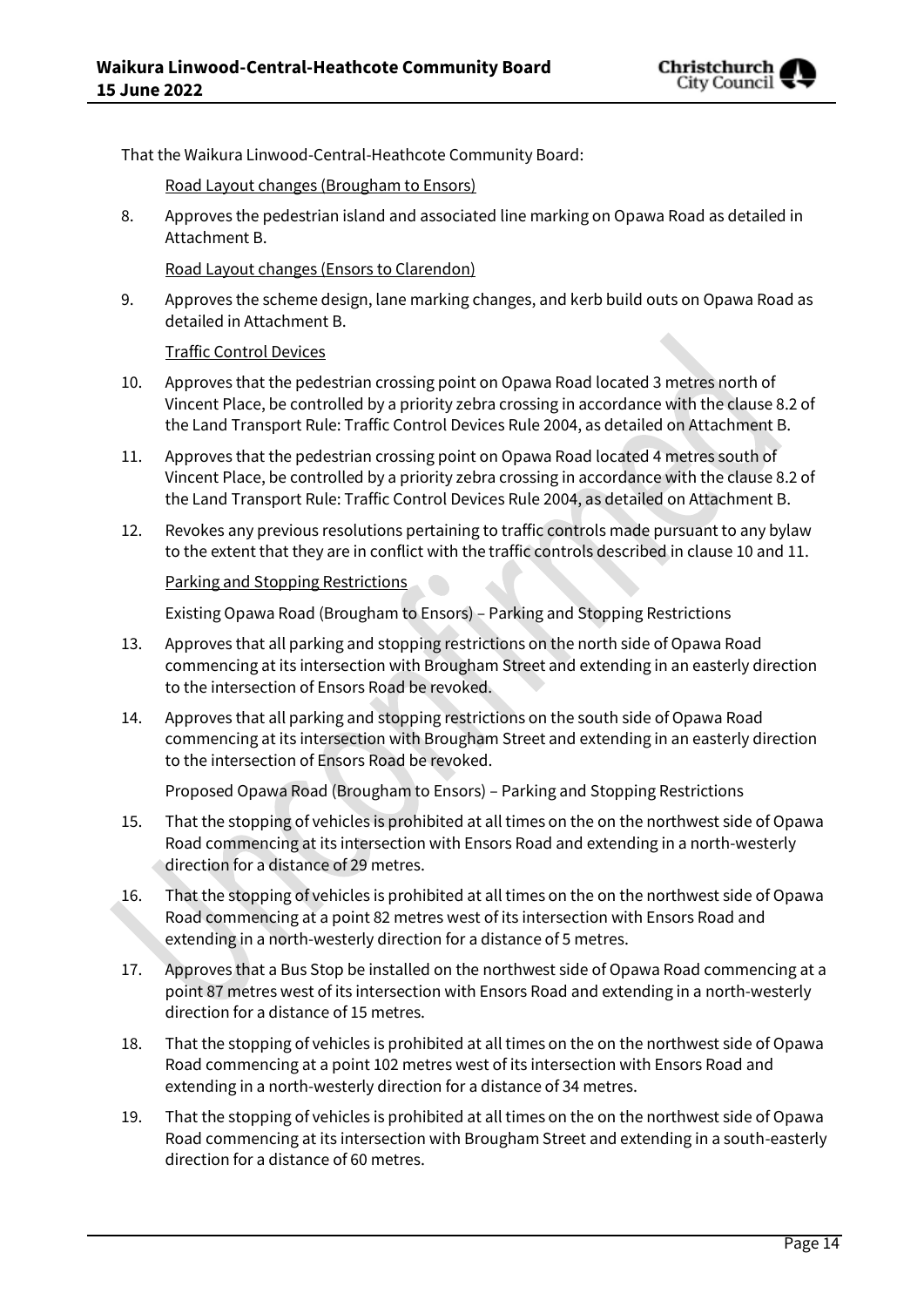That the Waikura Linwood-Central-Heathcote Community Board:

Road Layout changes (Brougham to Ensors)

8. Approves the pedestrian island and associated line marking on Opawa Road as detailed in Attachment B.

Road Layout changes (Ensors to Clarendon)

9. Approves the scheme design, lane marking changes, and kerb build outs on Opawa Road as detailed in Attachment B.

Traffic Control Devices

10. Approves that the pedestrian crossing point on Opawa Road located 3 metres north of Vincent Place, be controlled by a priority zebra crossing in accordance with the clause 8.2 of the Land Transport Rule: Traffic Control Devices Rule 2004, as detailed on Attachment B.

11. Approves that the pedestrian crossing point on Opawa Road located 4 metres south of Vincent Place, be controlled by a priority zebra crossing in accordance with the clause 8.2 of the Land Transport Rule: Traffic Control Devices Rule 2004, as detailed on Attachment B.

12. Revokes any previous resolutions pertaining to traffic controls made pursuant to any bylaw to the extent that they are in conflict with the traffic controls described in clause 10 and 11.

Parking and Stopping Restrictions

Existing Opawa Road (Brougham to Ensors) – Parking and Stopping Restrictions

13. Approves that all parking and stopping restrictions on the north side of Opawa Road commencing at its intersection with Brougham Street and extending in an easterly direction to the intersection of Ensors Road be revoked.

14. Approves that all parking and stopping restrictions on the south side of Opawa Road commencing at its intersection with Brougham Street and extending in an easterly direction to the intersection of Ensors Road be revoked.

Proposed Opawa Road (Brougham to Ensors) – Parking and Stopping Restrictions

15. That the stopping of vehicles is prohibited at all times on the on the northwest side of Opawa Road commencing at its intersection with Ensors Road and extending in a north-westerly direction for a distance of 29 metres.

16. That the stopping of vehicles is prohibited at all times on the on the northwest side of Opawa Road commencing at a point 82 metres west of its intersection with Ensors Road and extending in a north-westerly direction for a distance of 5 metres.

17. Approves that a Bus Stop be installed on the northwest side of Opawa Road commencing at a point 87 metres west of its intersection with Ensors Road and extending in a north-westerly direction for a distance of 15 metres.

18. That the stopping of vehicles is prohibited at all times on the on the northwest side of Opawa Road commencing at a point 102 metres west of its intersection with Ensors Road and extending in a north-westerly direction for a distance of 34 metres.

19. That the stopping of vehicles is prohibited at all times on the on the northwest side of Opawa Road commencing at its intersection with Brougham Street and extending in a south-easterly direction for a distance of 60 metres.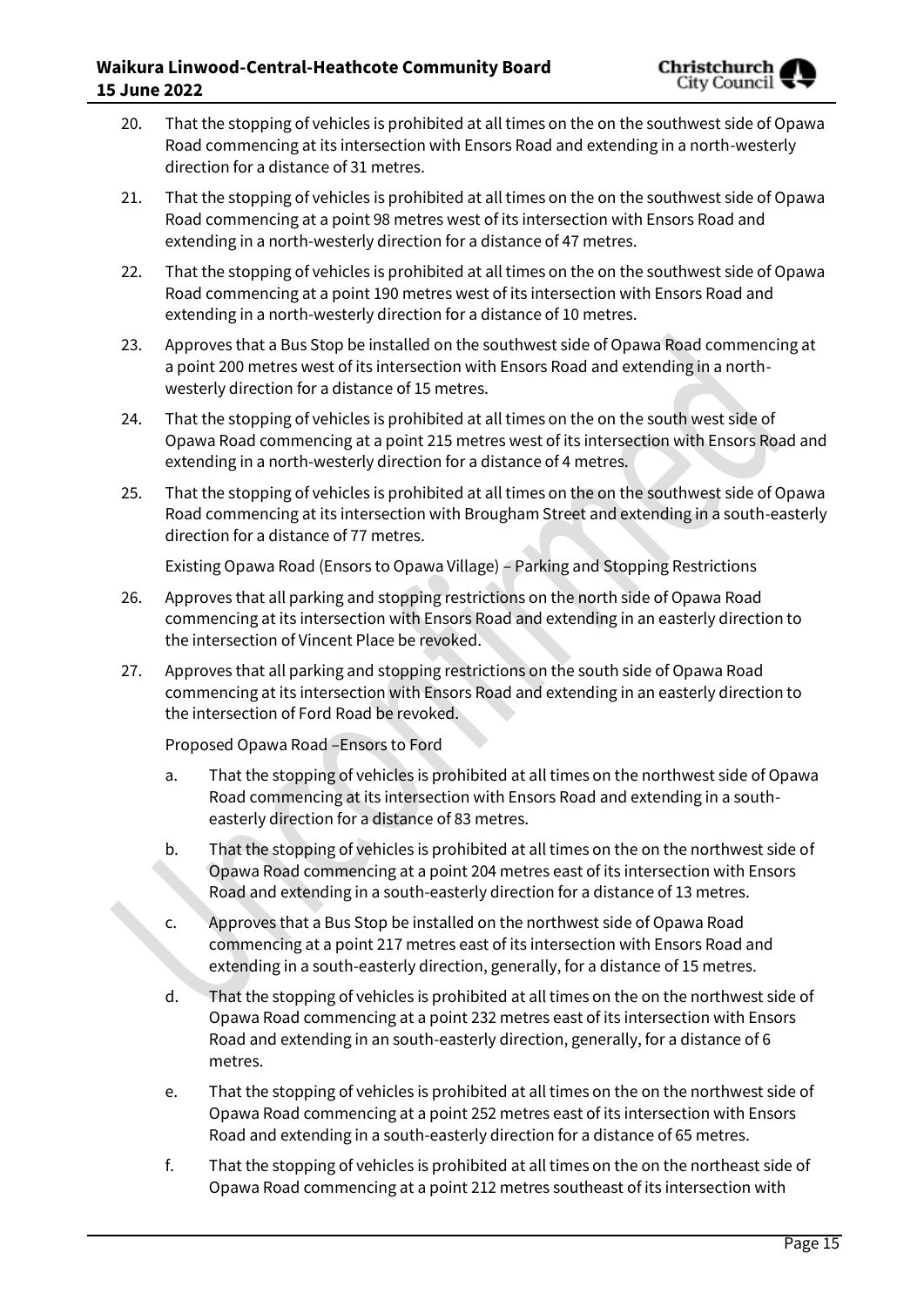20. That the stopping of vehicles is prohibited at all times on the on the southwest side of Opawa Road commencing at its intersection with Ensors Road and extending in a north-westerly direction for a distance of 31 metres.

21. That the stopping of vehicles is prohibited at all times on the on the southwest side of Opawa Road commencing at a point 98 metres west of its intersection with Ensors Road and extending in a north-westerly direction for a distance of 47 metres.

22. That the stopping of vehicles is prohibited at all times on the on the southwest side of Opawa Road commencing at a point 190 metres west of its intersection with Ensors Road and extending in a north-westerly direction for a distance of 10 metres.

23. Approves that a Bus Stop be installed on the southwest side of Opawa Road commencing at a point 200 metres west of its intersection with Ensors Road and extending in a north-westerly direction for a distance of 15 metres.

24. That the stopping of vehicles is prohibited at all times on the on the south west side of Opawa Road commencing at a point 215 metres west of its intersection with Ensors Road and extending in a north-westerly direction for a distance of 4 metres.

25. That the stopping of vehicles is prohibited at all times on the on the southwest side of Opawa Road commencing at its intersection with Brougham Street and extending in a south-easterly direction for a distance of 77 metres.

    Existing Opawa Road (Ensors to Opawa Village) – Parking and Stopping Restrictions

26. Approves that all parking and stopping restrictions on the north side of Opawa Road commencing at its intersection with Ensors Road and extending in an easterly direction to the intersection of Vincent Place be revoked.

27. Approves that all parking and stopping restrictions on the south side of Opawa Road commencing at its intersection with Ensors Road and extending in an easterly direction to the intersection of Ford Road be revoked.

    Proposed Opawa Road –Ensors to Ford

    a. That the stopping of vehicles is prohibited at all times on the northwest side of Opawa Road commencing at its intersection with Ensors Road and extending in a south-easterly direction for a distance of 83 metres.

    b. That the stopping of vehicles is prohibited at all times on the on the northwest side of Opawa Road commencing at a point 204 metres east of its intersection with Ensors Road and extending in a south-easterly direction for a distance of 13 metres.

    c. Approves that a Bus Stop be installed on the northwest side of Opawa Road commencing at a point 217 metres east of its intersection with Ensors Road and extending in a south-easterly direction, generally, for a distance of 15 metres.

    d. That the stopping of vehicles is prohibited at all times on the on the northwest side of Opawa Road commencing at a point 232 metres east of its intersection with Ensors Road and extending in an south-easterly direction, generally, for a distance of 6 metres.

    e. That the stopping of vehicles is prohibited at all times on the on the northwest side of Opawa Road commencing at a point 252 metres east of its intersection with Ensors Road and extending in a south-easterly direction for a distance of 65 metres.

    f. That the stopping of vehicles is prohibited at all times on the on the northeast side of Opawa Road commencing at a point 212 metres southeast of its intersection with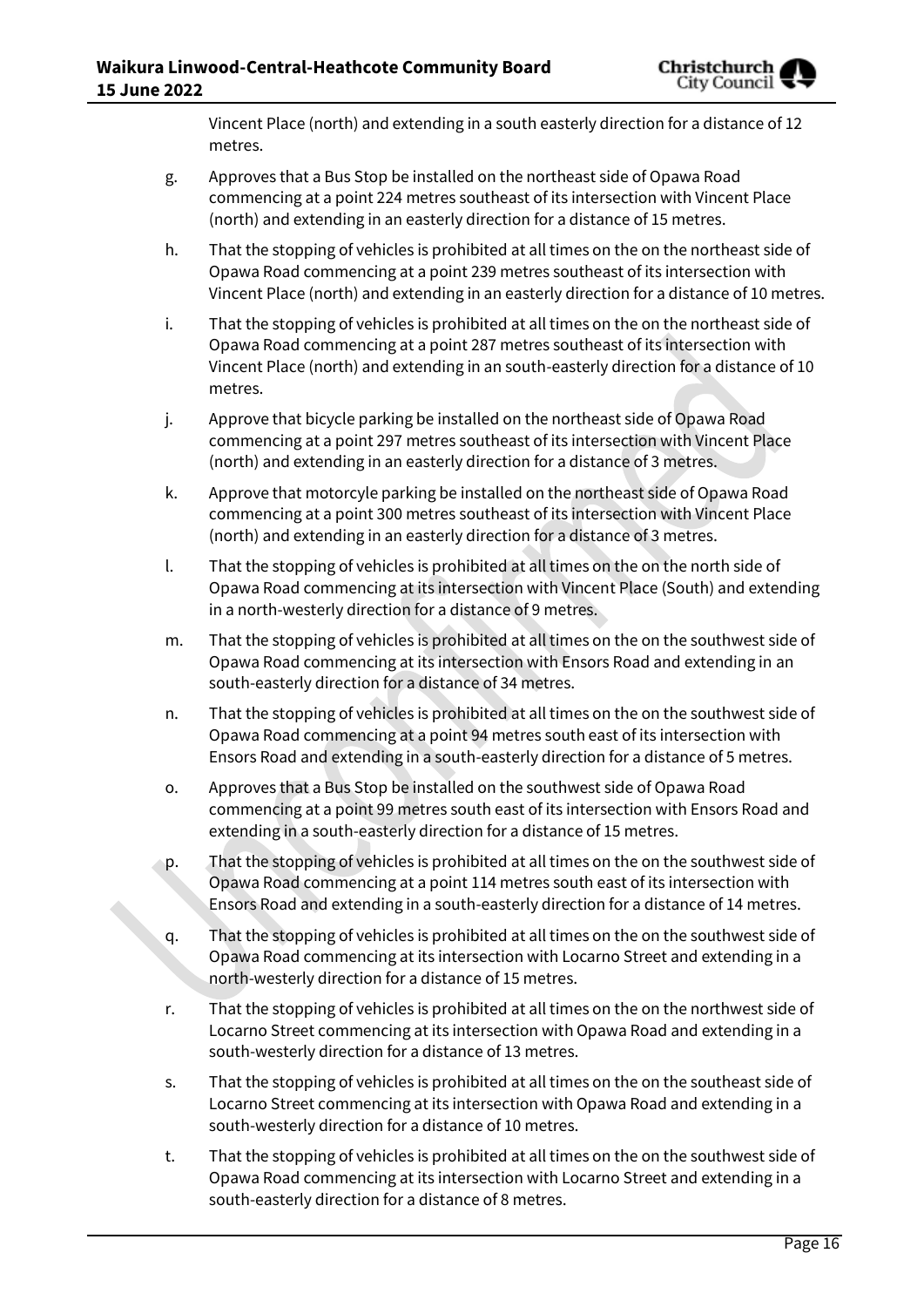Vincent Place (north) and extending in a south easterly direction for a distance of 12 metres.

g. Approves that a Bus Stop be installed on the northeast side of Opawa Road commencing at a point 224 metres southeast of its intersection with Vincent Place (north) and extending in an easterly direction for a distance of 15 metres.

h. That the stopping of vehicles is prohibited at all times on the on the northeast side of Opawa Road commencing at a point 239 metres southeast of its intersection with Vincent Place (north) and extending in an easterly direction for a distance of 10 metres.

i. That the stopping of vehicles is prohibited at all times on the on the northeast side of Opawa Road commencing at a point 287 metres southeast of its intersection with Vincent Place (north) and extending in an south-easterly direction for a distance of 10 metres.

j. Approve that bicycle parking be installed on the northeast side of Opawa Road commencing at a point 297 metres southeast of its intersection with Vincent Place (north) and extending in an easterly direction for a distance of 3 metres.

k. Approve that motorcyle parking be installed on the northeast side of Opawa Road commencing at a point 300 metres southeast of its intersection with Vincent Place (north) and extending in an easterly direction for a distance of 3 metres.

l. That the stopping of vehicles is prohibited at all times on the on the north side of Opawa Road commencing at its intersection with Vincent Place (South) and extending in a north-westerly direction for a distance of 9 metres.

m. That the stopping of vehicles is prohibited at all times on the on the southwest side of Opawa Road commencing at its intersection with Ensors Road and extending in an south-easterly direction for a distance of 34 metres.

n. That the stopping of vehicles is prohibited at all times on the on the southwest side of Opawa Road commencing at a point 94 metres south east of its intersection with Ensors Road and extending in a south-easterly direction for a distance of 5 metres.

o. Approves that a Bus Stop be installed on the southwest side of Opawa Road commencing at a point 99 metres south east of its intersection with Ensors Road and extending in a south-easterly direction for a distance of 15 metres.

p. That the stopping of vehicles is prohibited at all times on the on the southwest side of Opawa Road commencing at a point 114 metres south east of its intersection with Ensors Road and extending in a south-easterly direction for a distance of 14 metres.

q. That the stopping of vehicles is prohibited at all times on the on the southwest side of Opawa Road commencing at its intersection with Locarno Street and extending in a north-westerly direction for a distance of 15 metres.

r. That the stopping of vehicles is prohibited at all times on the on the northwest side of Locarno Street commencing at its intersection with Opawa Road and extending in a south-westerly direction for a distance of 13 metres.

s. That the stopping of vehicles is prohibited at all times on the on the southeast side of Locarno Street commencing at its intersection with Opawa Road and extending in a south-westerly direction for a distance of 10 metres.

t. That the stopping of vehicles is prohibited at all times on the on the southwest side of Opawa Road commencing at its intersection with Locarno Street and extending in a south-easterly direction for a distance of 8 metres.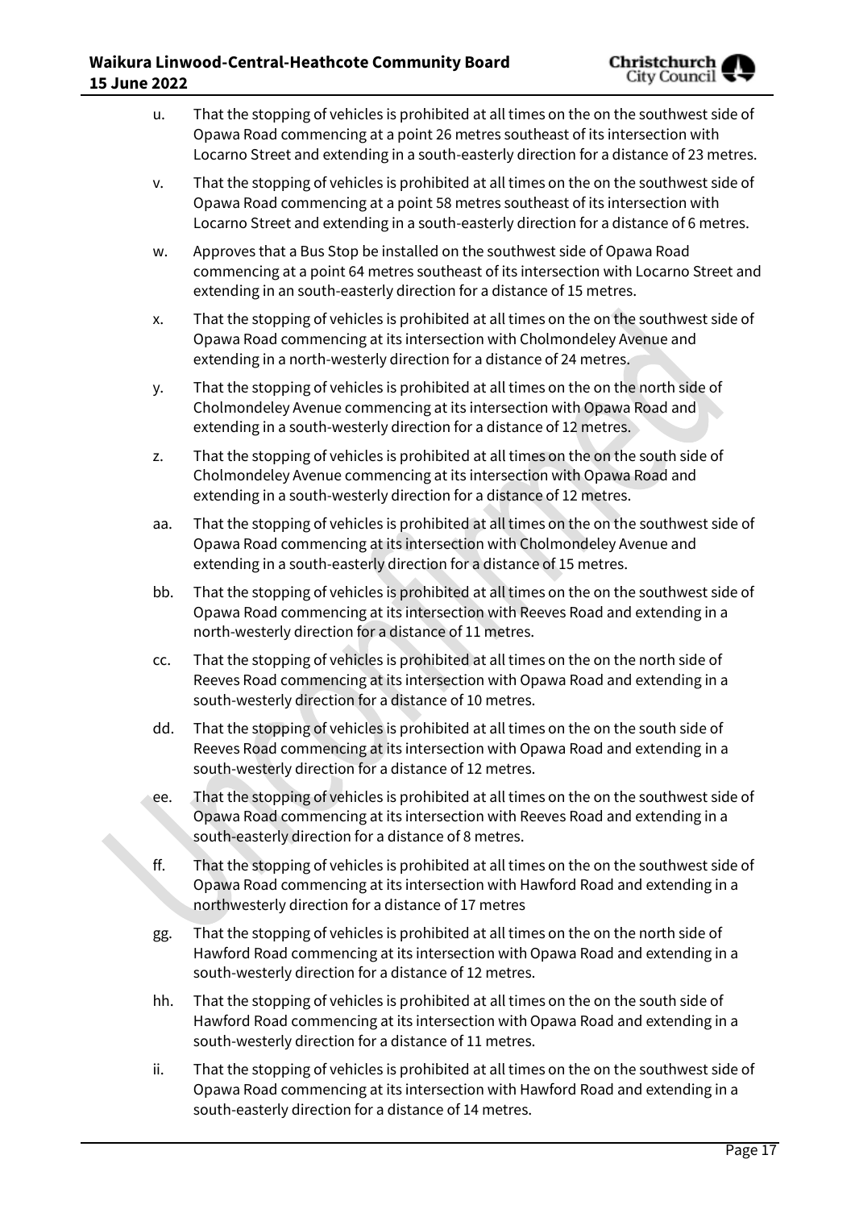u. That the stopping of vehicles is prohibited at all times on the on the southwest side of Opawa Road commencing at a point 26 metres southeast of its intersection with Locarno Street and extending in a south-easterly direction for a distance of 23 metres.

v. That the stopping of vehicles is prohibited at all times on the on the southwest side of Opawa Road commencing at a point 58 metres southeast of its intersection with Locarno Street and extending in a south-easterly direction for a distance of 6 metres.

w. Approves that a Bus Stop be installed on the southwest side of Opawa Road commencing at a point 64 metres southeast of its intersection with Locarno Street and extending in an south-easterly direction for a distance of 15 metres.

x. That the stopping of vehicles is prohibited at all times on the on the southwest side of Opawa Road commencing at its intersection with Cholmondeley Avenue and extending in a north-westerly direction for a distance of 24 metres.

y. That the stopping of vehicles is prohibited at all times on the on the north side of Cholmondeley Avenue commencing at its intersection with Opawa Road and extending in a south-westerly direction for a distance of 12 metres.

z. That the stopping of vehicles is prohibited at all times on the on the south side of Cholmondeley Avenue commencing at its intersection with Opawa Road and extending in a south-westerly direction for a distance of 12 metres.

aa. That the stopping of vehicles is prohibited at all times on the on the southwest side of Opawa Road commencing at its intersection with Cholmondeley Avenue and extending in a south-easterly direction for a distance of 15 metres.

bb. That the stopping of vehicles is prohibited at all times on the on the southwest side of Opawa Road commencing at its intersection with Reeves Road and extending in a north-westerly direction for a distance of 11 metres.

cc. That the stopping of vehicles is prohibited at all times on the on the north side of Reeves Road commencing at its intersection with Opawa Road and extending in a south-westerly direction for a distance of 10 metres.

dd. That the stopping of vehicles is prohibited at all times on the on the south side of Reeves Road commencing at its intersection with Opawa Road and extending in a south-westerly direction for a distance of 12 metres.

ee. That the stopping of vehicles is prohibited at all times on the on the southwest side of Opawa Road commencing at its intersection with Reeves Road and extending in a south-easterly direction for a distance of 8 metres.

ff. That the stopping of vehicles is prohibited at all times on the on the southwest side of Opawa Road commencing at its intersection with Hawford Road and extending in a northwesterly direction for a distance of 17 metres

gg. That the stopping of vehicles is prohibited at all times on the on the north side of Hawford Road commencing at its intersection with Opawa Road and extending in a south-westerly direction for a distance of 12 metres.

hh. That the stopping of vehicles is prohibited at all times on the on the south side of Hawford Road commencing at its intersection with Opawa Road and extending in a south-westerly direction for a distance of 11 metres.

ii. That the stopping of vehicles is prohibited at all times on the on the southwest side of Opawa Road commencing at its intersection with Hawford Road and extending in a south-easterly direction for a distance of 14 metres.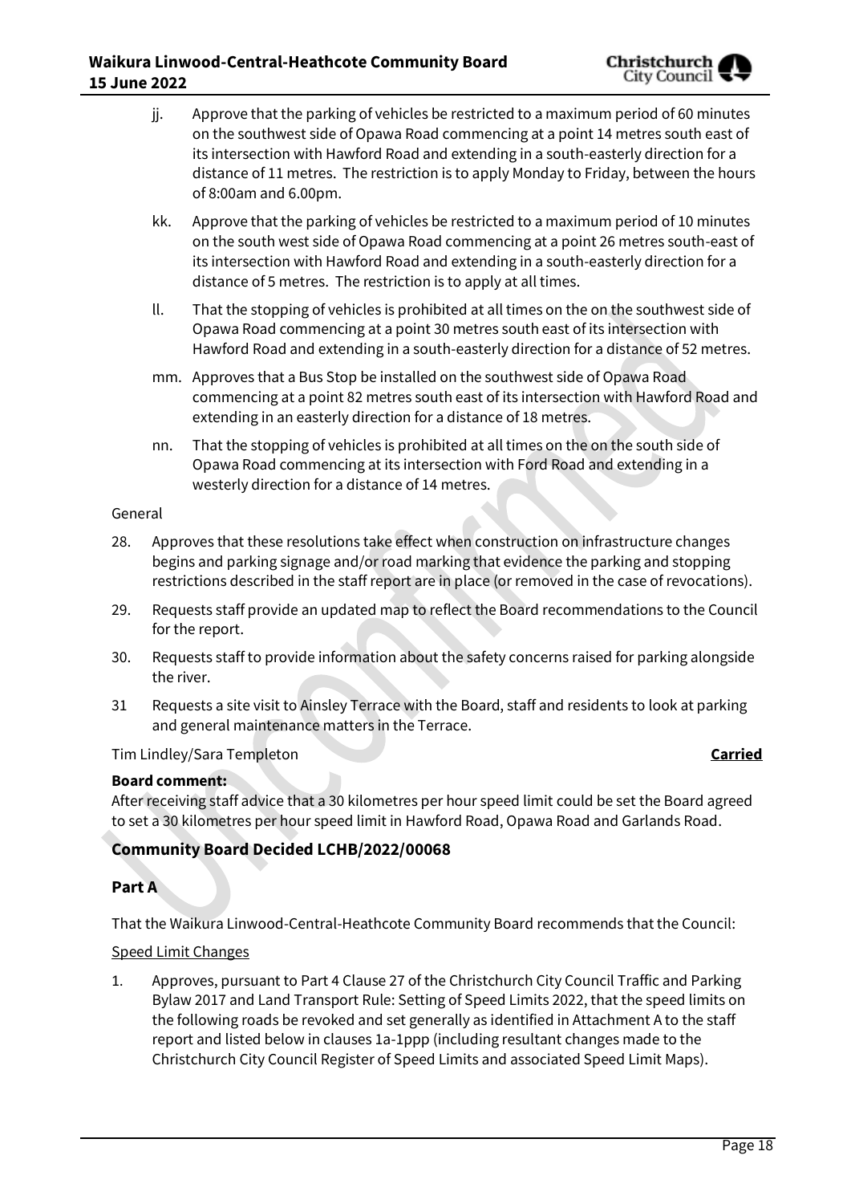jj. Approve that the parking of vehicles be restricted to a maximum period of 60 minutes on the southwest side of Opawa Road commencing at a point 14 metres south east of its intersection with Hawford Road and extending in a south-easterly direction for a distance of 11 metres. The restriction is to apply Monday to Friday, between the hours of 8:00am and 6.00pm.

kk. Approve that the parking of vehicles be restricted to a maximum period of 10 minutes on the south west side of Opawa Road commencing at a point 26 metres south-east of its intersection with Hawford Road and extending in a south-easterly direction for a distance of 5 metres. The restriction is to apply at all times.

ll. That the stopping of vehicles is prohibited at all times on the on the southwest side of Opawa Road commencing at a point 30 metres south east of its intersection with Hawford Road and extending in a south-easterly direction for a distance of 52 metres.

mm. Approves that a Bus Stop be installed on the southwest side of Opawa Road commencing at a point 82 metres south east of its intersection with Hawford Road and extending in an easterly direction for a distance of 18 metres.

nn. That the stopping of vehicles is prohibited at all times on the on the south side of Opawa Road commencing at its intersection with Ford Road and extending in a westerly direction for a distance of 14 metres.

General

28. Approves that these resolutions take effect when construction on infrastructure changes begins and parking signage and/or road marking that evidence the parking and stopping restrictions described in the staff report are in place (or removed in the case of revocations).

29. Requests staff provide an updated map to reflect the Board recommendations to the Council for the report.

30. Requests staff to provide information about the safety concerns raised for parking alongside the river.

31 Requests a site visit to Ainsley Terrace with the Board, staff and residents to look at parking and general maintenance matters in the Terrace.

Tim Lindley/Sara Templeton **Carried**

**Board comment:**
After receiving staff advice that a 30 kilometres per hour speed limit could be set the Board agreed to set a 30 kilometres per hour speed limit in Hawford Road, Opawa Road and Garlands Road.

## Community Board Decided LCHB/2022/00068

### Part A

That the Waikura Linwood-Central-Heathcote Community Board recommends that the Council:

Speed Limit Changes

1. Approves, pursuant to Part 4 Clause 27 of the Christchurch City Council Traffic and Parking Bylaw 2017 and Land Transport Rule: Setting of Speed Limits 2022, that the speed limits on the following roads be revoked and set generally as identified in Attachment A to the staff report and listed below in clauses 1a-1ppp (including resultant changes made to the Christchurch City Council Register of Speed Limits and associated Speed Limit Maps).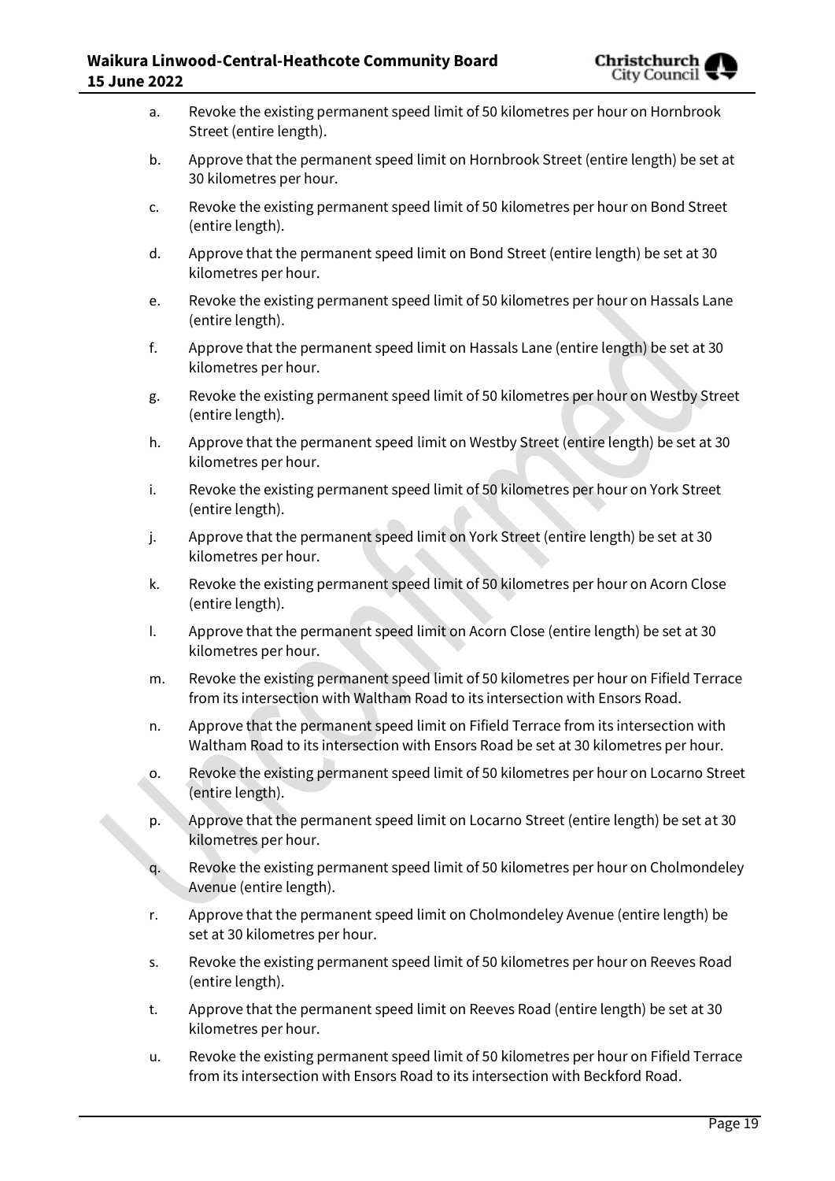a. Revoke the existing permanent speed limit of 50 kilometres per hour on Hornbrook Street (entire length).

b. Approve that the permanent speed limit on Hornbrook Street (entire length) be set at 30 kilometres per hour.

c. Revoke the existing permanent speed limit of 50 kilometres per hour on Bond Street (entire length).

d. Approve that the permanent speed limit on Bond Street (entire length) be set at 30 kilometres per hour.

e. Revoke the existing permanent speed limit of 50 kilometres per hour on Hassals Lane (entire length).

f. Approve that the permanent speed limit on Hassals Lane (entire length) be set at 30 kilometres per hour.

g. Revoke the existing permanent speed limit of 50 kilometres per hour on Westby Street (entire length).

h. Approve that the permanent speed limit on Westby Street (entire length) be set at 30 kilometres per hour.

i. Revoke the existing permanent speed limit of 50 kilometres per hour on York Street (entire length).

j. Approve that the permanent speed limit on York Street (entire length) be set at 30 kilometres per hour.

k. Revoke the existing permanent speed limit of 50 kilometres per hour on Acorn Close (entire length).

l. Approve that the permanent speed limit on Acorn Close (entire length) be set at 30 kilometres per hour.

m. Revoke the existing permanent speed limit of 50 kilometres per hour on Fifield Terrace from its intersection with Waltham Road to its intersection with Ensors Road.

n. Approve that the permanent speed limit on Fifield Terrace from its intersection with Waltham Road to its intersection with Ensors Road be set at 30 kilometres per hour.

o. Revoke the existing permanent speed limit of 50 kilometres per hour on Locarno Street (entire length).

p. Approve that the permanent speed limit on Locarno Street (entire length) be set at 30 kilometres per hour.

q. Revoke the existing permanent speed limit of 50 kilometres per hour on Cholmondeley Avenue (entire length).

r. Approve that the permanent speed limit on Cholmondeley Avenue (entire length) be set at 30 kilometres per hour.

s. Revoke the existing permanent speed limit of 50 kilometres per hour on Reeves Road (entire length).

t. Approve that the permanent speed limit on Reeves Road (entire length) be set at 30 kilometres per hour.

u. Revoke the existing permanent speed limit of 50 kilometres per hour on Fifield Terrace from its intersection with Ensors Road to its intersection with Beckford Road.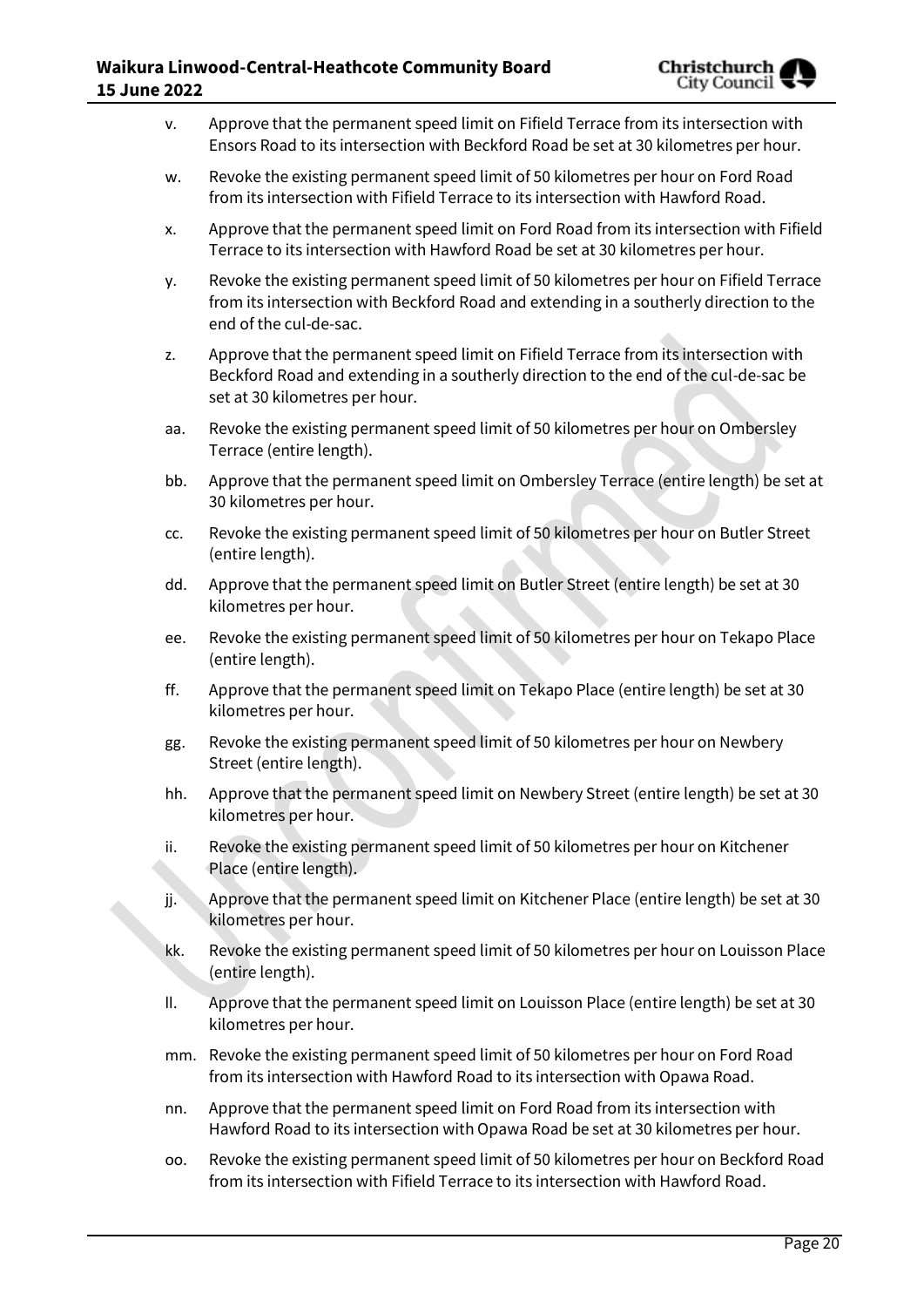v. Approve that the permanent speed limit on Fifield Terrace from its intersection with Ensors Road to its intersection with Beckford Road be set at 30 kilometres per hour.

w. Revoke the existing permanent speed limit of 50 kilometres per hour on Ford Road from its intersection with Fifield Terrace to its intersection with Hawford Road.

x. Approve that the permanent speed limit on Ford Road from its intersection with Fifield Terrace to its intersection with Hawford Road be set at 30 kilometres per hour.

y. Revoke the existing permanent speed limit of 50 kilometres per hour on Fifield Terrace from its intersection with Beckford Road and extending in a southerly direction to the end of the cul-de-sac.

z. Approve that the permanent speed limit on Fifield Terrace from its intersection with Beckford Road and extending in a southerly direction to the end of the cul-de-sac be set at 30 kilometres per hour.

aa. Revoke the existing permanent speed limit of 50 kilometres per hour on Ombersley Terrace (entire length).

bb. Approve that the permanent speed limit on Ombersley Terrace (entire length) be set at 30 kilometres per hour.

cc. Revoke the existing permanent speed limit of 50 kilometres per hour on Butler Street (entire length).

dd. Approve that the permanent speed limit on Butler Street (entire length) be set at 30 kilometres per hour.

ee. Revoke the existing permanent speed limit of 50 kilometres per hour on Tekapo Place (entire length).

ff. Approve that the permanent speed limit on Tekapo Place (entire length) be set at 30 kilometres per hour.

gg. Revoke the existing permanent speed limit of 50 kilometres per hour on Newbery Street (entire length).

hh. Approve that the permanent speed limit on Newbery Street (entire length) be set at 30 kilometres per hour.

ii. Revoke the existing permanent speed limit of 50 kilometres per hour on Kitchener Place (entire length).

jj. Approve that the permanent speed limit on Kitchener Place (entire length) be set at 30 kilometres per hour.

kk. Revoke the existing permanent speed limit of 50 kilometres per hour on Louisson Place (entire length).

ll. Approve that the permanent speed limit on Louisson Place (entire length) be set at 30 kilometres per hour.

mm. Revoke the existing permanent speed limit of 50 kilometres per hour on Ford Road from its intersection with Hawford Road to its intersection with Opawa Road.

nn. Approve that the permanent speed limit on Ford Road from its intersection with Hawford Road to its intersection with Opawa Road be set at 30 kilometres per hour.

oo. Revoke the existing permanent speed limit of 50 kilometres per hour on Beckford Road from its intersection with Fifield Terrace to its intersection with Hawford Road.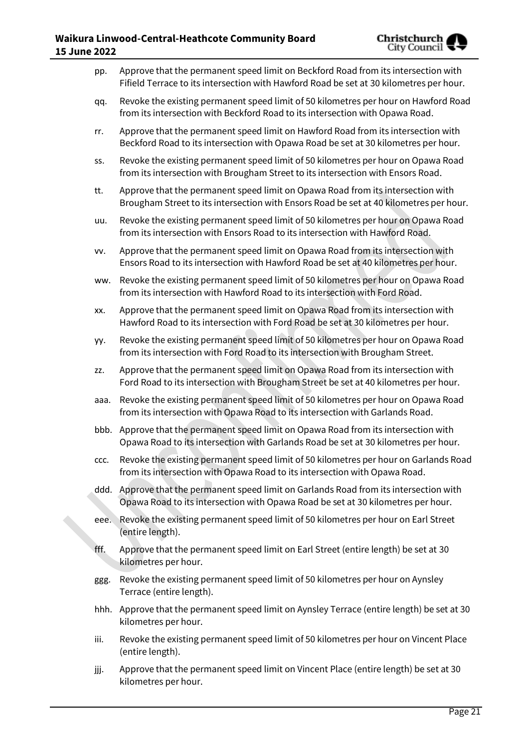pp. Approve that the permanent speed limit on Beckford Road from its intersection with Fifield Terrace to its intersection with Hawford Road be set at 30 kilometres per hour.

qq. Revoke the existing permanent speed limit of 50 kilometres per hour on Hawford Road from its intersection with Beckford Road to its intersection with Opawa Road.

rr. Approve that the permanent speed limit on Hawford Road from its intersection with Beckford Road to its intersection with Opawa Road be set at 30 kilometres per hour.

ss. Revoke the existing permanent speed limit of 50 kilometres per hour on Opawa Road from its intersection with Brougham Street to its intersection with Ensors Road.

tt. Approve that the permanent speed limit on Opawa Road from its intersection with Brougham Street to its intersection with Ensors Road be set at 40 kilometres per hour.

uu. Revoke the existing permanent speed limit of 50 kilometres per hour on Opawa Road from its intersection with Ensors Road to its intersection with Hawford Road.

vv. Approve that the permanent speed limit on Opawa Road from its intersection with Ensors Road to its intersection with Hawford Road be set at 40 kilometres per hour.

ww. Revoke the existing permanent speed limit of 50 kilometres per hour on Opawa Road from its intersection with Hawford Road to its intersection with Ford Road.

xx. Approve that the permanent speed limit on Opawa Road from its intersection with Hawford Road to its intersection with Ford Road be set at 30 kilometres per hour.

yy. Revoke the existing permanent speed limit of 50 kilometres per hour on Opawa Road from its intersection with Ford Road to its intersection with Brougham Street.

zz. Approve that the permanent speed limit on Opawa Road from its intersection with Ford Road to its intersection with Brougham Street be set at 40 kilometres per hour.

aaa. Revoke the existing permanent speed limit of 50 kilometres per hour on Opawa Road from its intersection with Opawa Road to its intersection with Garlands Road.

bbb. Approve that the permanent speed limit on Opawa Road from its intersection with Opawa Road to its intersection with Garlands Road be set at 30 kilometres per hour.

ccc. Revoke the existing permanent speed limit of 50 kilometres per hour on Garlands Road from its intersection with Opawa Road to its intersection with Opawa Road.

ddd. Approve that the permanent speed limit on Garlands Road from its intersection with Opawa Road to its intersection with Opawa Road be set at 30 kilometres per hour.

eee. Revoke the existing permanent speed limit of 50 kilometres per hour on Earl Street (entire length).

fff. Approve that the permanent speed limit on Earl Street (entire length) be set at 30 kilometres per hour.

ggg. Revoke the existing permanent speed limit of 50 kilometres per hour on Aynsley Terrace (entire length).

hhh. Approve that the permanent speed limit on Aynsley Terrace (entire length) be set at 30 kilometres per hour.

iii. Revoke the existing permanent speed limit of 50 kilometres per hour on Vincent Place (entire length).

jjj. Approve that the permanent speed limit on Vincent Place (entire length) be set at 30 kilometres per hour.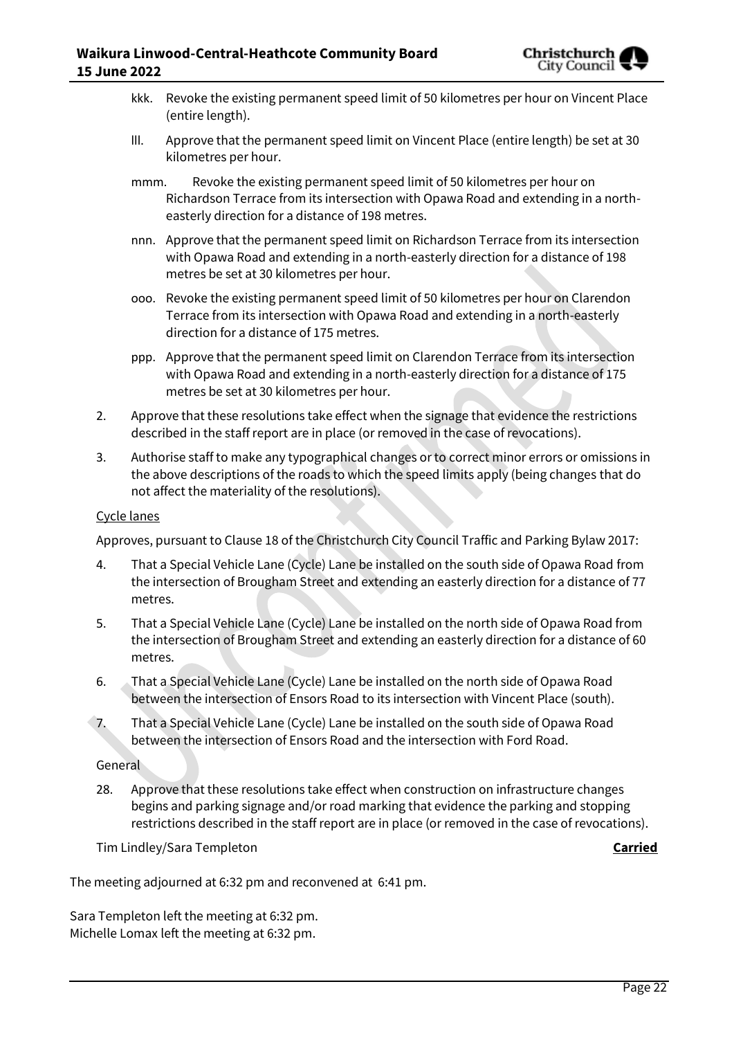kkk. Revoke the existing permanent speed limit of 50 kilometres per hour on Vincent Place (entire length).

lll. Approve that the permanent speed limit on Vincent Place (entire length) be set at 30 kilometres per hour.

mmm. Revoke the existing permanent speed limit of 50 kilometres per hour on Richardson Terrace from its intersection with Opawa Road and extending in a north-easterly direction for a distance of 198 metres.

nnn. Approve that the permanent speed limit on Richardson Terrace from its intersection with Opawa Road and extending in a north-easterly direction for a distance of 198 metres be set at 30 kilometres per hour.

ooo. Revoke the existing permanent speed limit of 50 kilometres per hour on Clarendon Terrace from its intersection with Opawa Road and extending in a north-easterly direction for a distance of 175 metres.

ppp. Approve that the permanent speed limit on Clarendon Terrace from its intersection with Opawa Road and extending in a north-easterly direction for a distance of 175 metres be set at 30 kilometres per hour.

2. Approve that these resolutions take effect when the signage that evidence the restrictions described in the staff report are in place (or removed in the case of revocations).

3. Authorise staff to make any typographical changes or to correct minor errors or omissions in the above descriptions of the roads to which the speed limits apply (being changes that do not affect the materiality of the resolutions).

Cycle lanes

Approves, pursuant to Clause 18 of the Christchurch City Council Traffic and Parking Bylaw 2017:

4. That a Special Vehicle Lane (Cycle) Lane be installed on the south side of Opawa Road from the intersection of Brougham Street and extending an easterly direction for a distance of 77 metres.

5. That a Special Vehicle Lane (Cycle) Lane be installed on the north side of Opawa Road from the intersection of Brougham Street and extending an easterly direction for a distance of 60 metres.

6. That a Special Vehicle Lane (Cycle) Lane be installed on the north side of Opawa Road between the intersection of Ensors Road to its intersection with Vincent Place (south).

7. That a Special Vehicle Lane (Cycle) Lane be installed on the south side of Opawa Road between the intersection of Ensors Road and the intersection with Ford Road.

General

28. Approve that these resolutions take effect when construction on infrastructure changes begins and parking signage and/or road marking that evidence the parking and stopping restrictions described in the staff report are in place (or removed in the case of revocations).

Tim Lindley/Sara Templeton **Carried**

The meeting adjourned at 6:32 pm and reconvened at 6:41 pm.

Sara Templeton left the meeting at 6:32 pm.
Michelle Lomax left the meeting at 6:32 pm.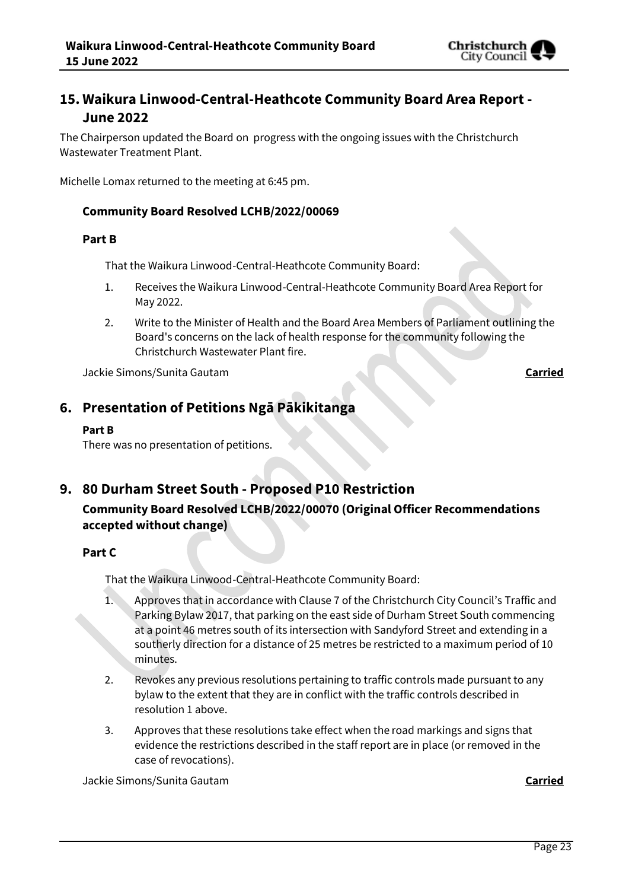## 15. Waikura Linwood-Central-Heathcote Community Board Area Report - June 2022

The Chairperson updated the Board on progress with the ongoing issues with the Christchurch Wastewater Treatment Plant.

Michelle Lomax returned to the meeting at 6:45 pm.

### Community Board Resolved LCHB/2022/00069

#### Part B

That the Waikura Linwood-Central-Heathcote Community Board:

1. Receives the Waikura Linwood-Central-Heathcote Community Board Area Report for May 2022.
2. Write to the Minister of Health and the Board Area Members of Parliament outlining the Board's concerns on the lack of health response for the community following the Christchurch Wastewater Plant fire.

Jackie Simons/Sunita Gautam **Carried**

## 6. Presentation of Petitions Ngā Pākikitanga

**Part B**

There was no presentation of petitions.

## 9. 80 Durham Street South - Proposed P10 Restriction

### Community Board Resolved LCHB/2022/00070 (Original Officer Recommendations accepted without change)

#### Part C

That the Waikura Linwood-Central-Heathcote Community Board:

1. Approves that in accordance with Clause 7 of the Christchurch City Council's Traffic and Parking Bylaw 2017, that parking on the east side of Durham Street South commencing at a point 46 metres south of its intersection with Sandyford Street and extending in a southerly direction for a distance of 25 metres be restricted to a maximum period of 10 minutes.
2. Revokes any previous resolutions pertaining to traffic controls made pursuant to any bylaw to the extent that they are in conflict with the traffic controls described in resolution 1 above.
3. Approves that these resolutions take effect when the road markings and signs that evidence the restrictions described in the staff report are in place (or removed in the case of revocations).

Jackie Simons/Sunita Gautam **Carried**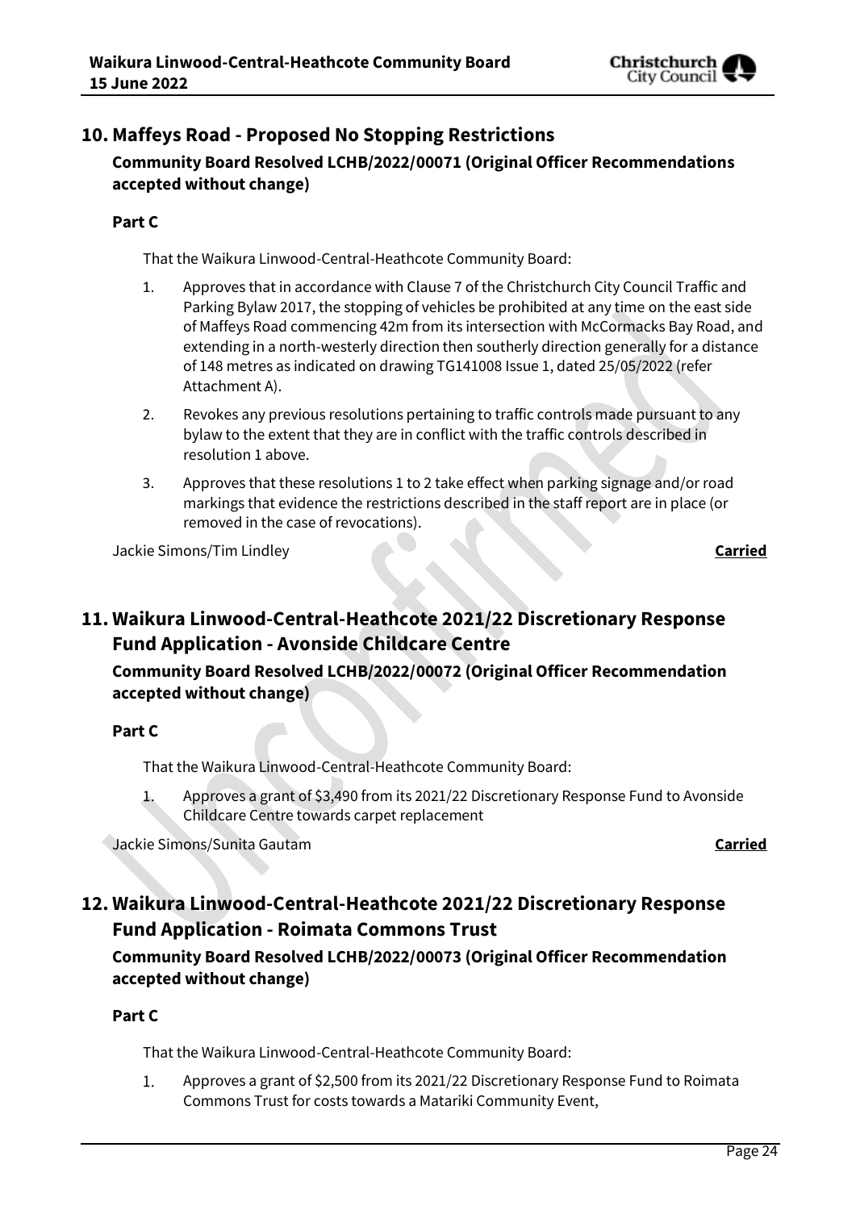## 10. Maffeys Road - Proposed No Stopping Restrictions

### Community Board Resolved LCHB/2022/00071 (Original Officer Recommendations accepted without change)

**Part C**

That the Waikura Linwood-Central-Heathcote Community Board:

1. Approves that in accordance with Clause 7 of the Christchurch City Council Traffic and Parking Bylaw 2017, the stopping of vehicles be prohibited at any time on the east side of Maffeys Road commencing 42m from its intersection with McCormacks Bay Road, and extending in a north-westerly direction then southerly direction generally for a distance of 148 metres as indicated on drawing TG141008 Issue 1, dated 25/05/2022 (refer Attachment A).
2. Revokes any previous resolutions pertaining to traffic controls made pursuant to any bylaw to the extent that they are in conflict with the traffic controls described in resolution 1 above.
3. Approves that these resolutions 1 to 2 take effect when parking signage and/or road markings that evidence the restrictions described in the staff report are in place (or removed in the case of revocations).

Jackie Simons/Tim Lindley **Carried**

## 11. Waikura Linwood-Central-Heathcote 2021/22 Discretionary Response Fund Application - Avonside Childcare Centre

### Community Board Resolved LCHB/2022/00072 (Original Officer Recommendation accepted without change)

**Part C**

That the Waikura Linwood-Central-Heathcote Community Board:

1. Approves a grant of $3,490 from its 2021/22 Discretionary Response Fund to Avonside Childcare Centre towards carpet replacement

Jackie Simons/Sunita Gautam **Carried**

## 12. Waikura Linwood-Central-Heathcote 2021/22 Discretionary Response Fund Application - Roimata Commons Trust

### Community Board Resolved LCHB/2022/00073 (Original Officer Recommendation accepted without change)

**Part C**

That the Waikura Linwood-Central-Heathcote Community Board:

1. Approves a grant of $2,500 from its 2021/22 Discretionary Response Fund to Roimata Commons Trust for costs towards a Matariki Community Event,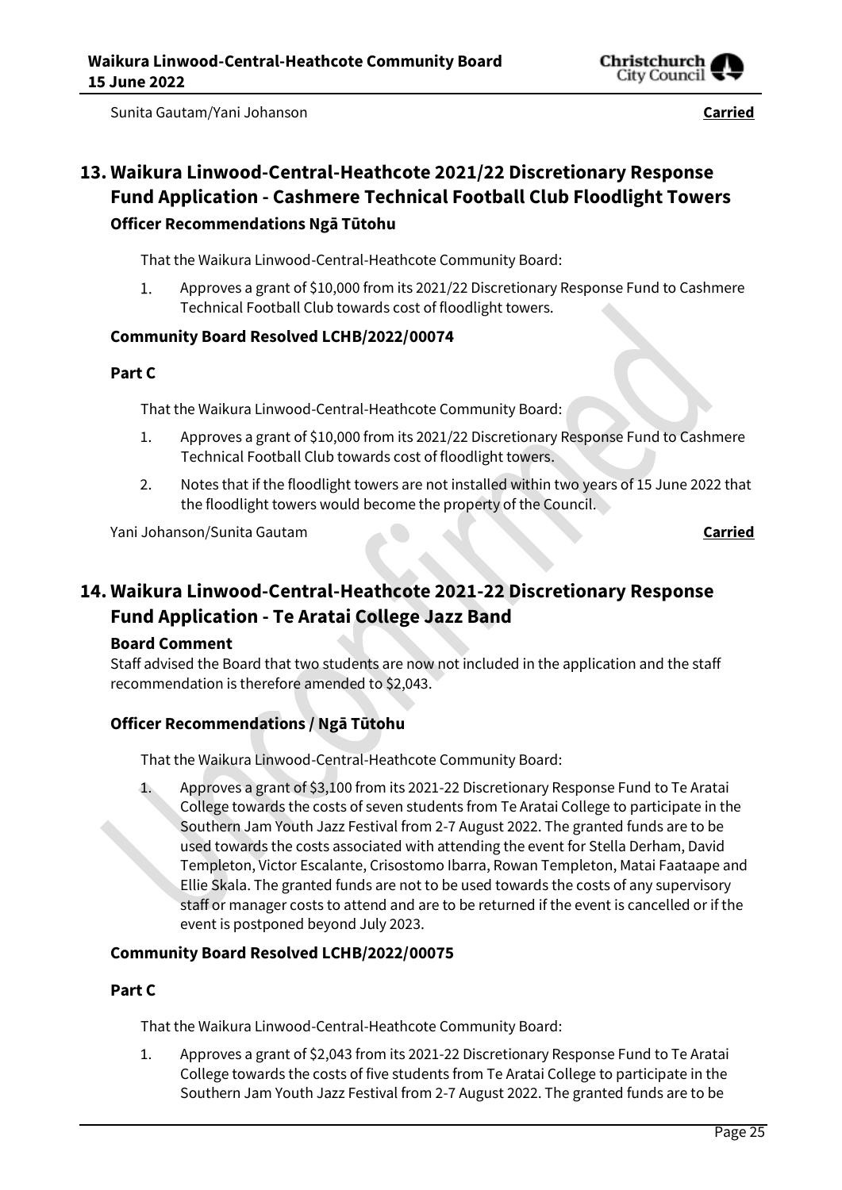Sunita Gautam/Yani Johanson **Carried**

## 13. Waikura Linwood-Central-Heathcote 2021/22 Discretionary Response Fund Application - Cashmere Technical Football Club Floodlight Towers

### Officer Recommendations Ngā Tūtohu

That the Waikura Linwood-Central-Heathcote Community Board:

1. Approves a grant of $10,000 from its 2021/22 Discretionary Response Fund to Cashmere Technical Football Club towards cost of floodlight towers.

### Community Board Resolved LCHB/2022/00074

### Part C

That the Waikura Linwood-Central-Heathcote Community Board:

1. Approves a grant of $10,000 from its 2021/22 Discretionary Response Fund to Cashmere Technical Football Club towards cost of floodlight towers.
2. Notes that if the floodlight towers are not installed within two years of 15 June 2022 that the floodlight towers would become the property of the Council.

Yani Johanson/Sunita Gautam **Carried**

## 14. Waikura Linwood-Central-Heathcote 2021-22 Discretionary Response Fund Application - Te Aratai College Jazz Band

### Board Comment

Staff advised the Board that two students are now not included in the application and the staff recommendation is therefore amended to $2,043.

### Officer Recommendations / Ngā Tūtohu

That the Waikura Linwood-Central-Heathcote Community Board:

1. Approves a grant of $3,100 from its 2021-22 Discretionary Response Fund to Te Aratai College towards the costs of seven students from Te Aratai College to participate in the Southern Jam Youth Jazz Festival from 2-7 August 2022. The granted funds are to be used towards the costs associated with attending the event for Stella Derham, David Templeton, Victor Escalante, Crisostomo Ibarra, Rowan Templeton, Matai Faataape and Ellie Skala. The granted funds are not to be used towards the costs of any supervisory staff or manager costs to attend and are to be returned if the event is cancelled or if the event is postponed beyond July 2023.

### Community Board Resolved LCHB/2022/00075

### Part C

That the Waikura Linwood-Central-Heathcote Community Board:

1. Approves a grant of $2,043 from its 2021-22 Discretionary Response Fund to Te Aratai College towards the costs of five students from Te Aratai College to participate in the Southern Jam Youth Jazz Festival from 2-7 August 2022. The granted funds are to be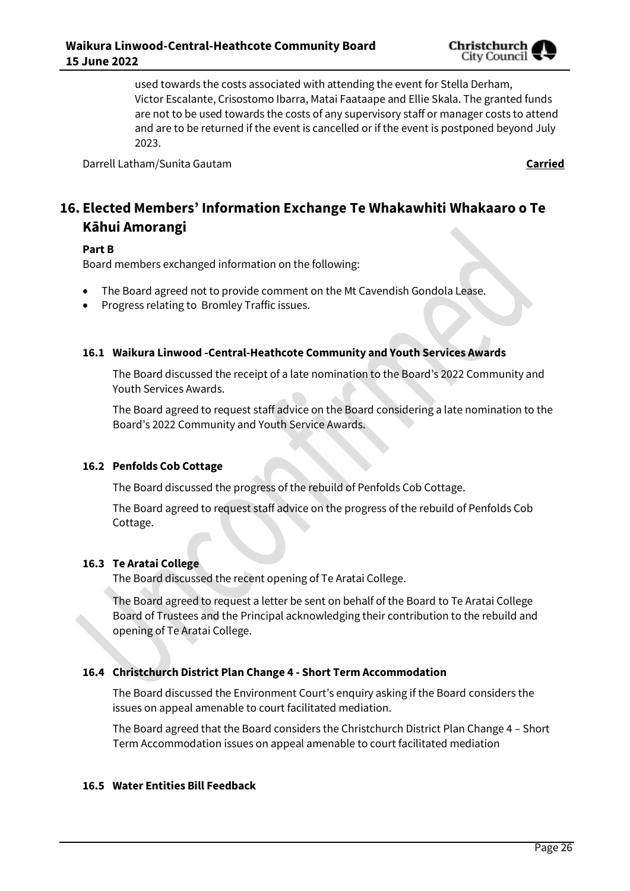used towards the costs associated with attending the event for Stella Derham, Victor Escalante, Crisostomo Ibarra, Matai Faataape and Ellie Skala. The granted funds are not to be used towards the costs of any supervisory staff or manager costs to attend and are to be returned if the event is cancelled or if the event is postponed beyond July 2023.

Darrell Latham/Sunita Gautam **Carried**

# 16. Elected Members' Information Exchange Te Whakawhiti Whakaaro o Te Kāhui Amorangi

**Part B**

Board members exchanged information on the following:

- The Board agreed not to provide comment on the Mt Cavendish Gondola Lease.
- Progress relating to Bromley Traffic issues.

### 16.1 Waikura Linwood -Central-Heathcote Community and Youth Services Awards

The Board discussed the receipt of a late nomination to the Board's 2022 Community and Youth Services Awards.

The Board agreed to request staff advice on the Board considering a late nomination to the Board's 2022 Community and Youth Service Awards.

### 16.2 Penfolds Cob Cottage

The Board discussed the progress of the rebuild of Penfolds Cob Cottage.

The Board agreed to request staff advice on the progress of the rebuild of Penfolds Cob Cottage.

### 16.3 Te Aratai College

The Board discussed the recent opening of Te Aratai College.

The Board agreed to request a letter be sent on behalf of the Board to Te Aratai College Board of Trustees and the Principal acknowledging their contribution to the rebuild and opening of Te Aratai College.

### 16.4 Christchurch District Plan Change 4 - Short Term Accommodation

The Board discussed the Environment Court's enquiry asking if the Board considers the issues on appeal amenable to court facilitated mediation.

The Board agreed that the Board considers the Christchurch District Plan Change 4 – Short Term Accommodation issues on appeal amenable to court facilitated mediation

### 16.5 Water Entities Bill Feedback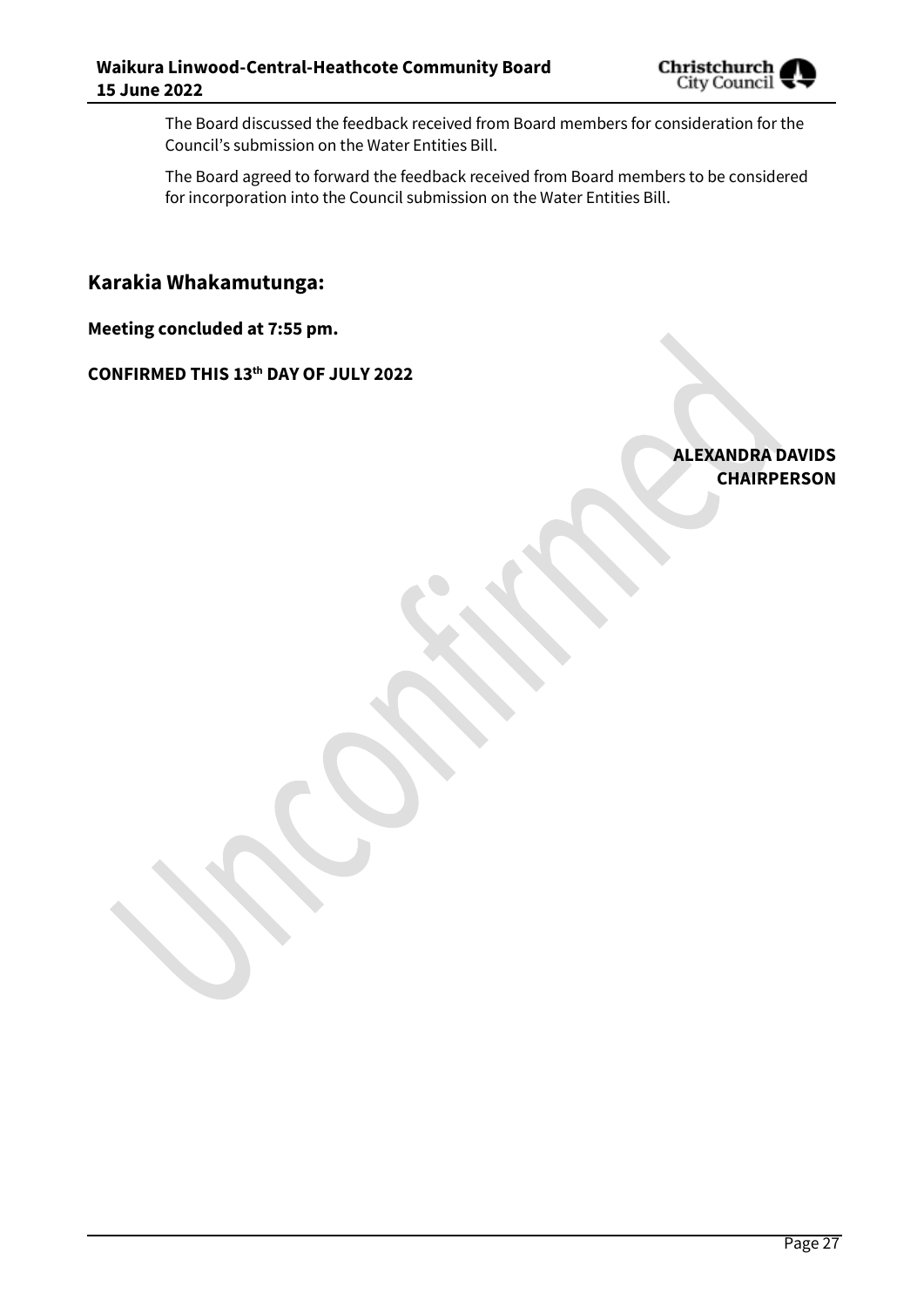The Board discussed the feedback received from Board members for consideration for the Council's submission on the Water Entities Bill.

The Board agreed to forward the feedback received from Board members to be considered for incorporation into the Council submission on the Water Entities Bill.

## Karakia Whakamutunga:

**Meeting concluded at 7:55 pm.**

**CONFIRMED THIS 13th DAY OF JULY 2022**

**ALEXANDRA DAVIDS**
**CHAIRPERSON**